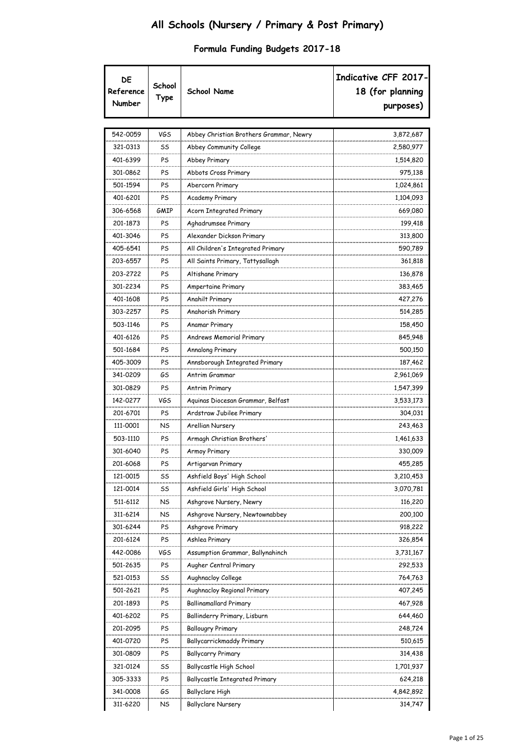# All Schools (Nursery / Primary & Post Primary)

## Formula Funding Budgets 2017-18

| DE Reference Number | School Type | School Name | Indicative CFF 2017-18 (for planning purposes) |
|---|---|---|---|
| 542-0059 | VGS | Abbey Christian Brothers Grammar, Newry | 3,872,687 |
| 321-0313 | SS | Abbey Community College | 2,580,977 |
| 401-6399 | PS | Abbey Primary | 1,514,820 |
| 301-0862 | PS | Abbots Cross Primary | 975,138 |
| 501-1594 | PS | Abercorn Primary | 1,024,861 |
| 401-6201 | PS | Academy Primary | 1,104,093 |
| 306-6568 | GMIP | Acorn Integrated Primary | 669,080 |
| 201-1873 | PS | Aghadrumsee Primary | 199,418 |
| 401-3046 | PS | Alexander Dickson Primary | 313,800 |
| 405-6541 | PS | All Children's Integrated Primary | 590,789 |
| 203-6557 | PS | All Saints Primary, Tattysallagh | 361,818 |
| 203-2722 | PS | Altishane Primary | 136,878 |
| 301-2234 | PS | Ampertaine Primary | 383,465 |
| 401-1608 | PS | Anahilt Primary | 427,276 |
| 303-2257 | PS | Anahorish Primary | 514,285 |
| 503-1146 | PS | Anamar Primary | 158,450 |
| 401-6126 | PS | Andrews Memorial Primary | 845,948 |
| 501-1684 | PS | Annalong Primary | 500,150 |
| 405-3009 | PS | Annsborough Integrated Primary | 187,462 |
| 341-0209 | GS | Antrim Grammar | 2,961,069 |
| 301-0829 | PS | Antrim Primary | 1,547,399 |
| 142-0277 | VGS | Aquinas Diocesan Grammar, Belfast | 3,533,173 |
| 201-6701 | PS | Ardstraw Jubilee Primary | 304,031 |
| 111-0001 | NS | Arellian Nursery | 243,463 |
| 503-1110 | PS | Armagh Christian Brothers' | 1,461,633 |
| 301-6040 | PS | Armoy Primary | 330,009 |
| 201-6068 | PS | Artigarvan Primary | 455,285 |
| 121-0015 | SS | Ashfield Boys' High School | 3,210,453 |
| 121-0014 | SS | Ashfield Girls' High School | 3,070,781 |
| 511-6112 | NS | Ashgrove Nursery, Newry | 116,220 |
| 311-6214 | NS | Ashgrove Nursery, Newtownabbey | 200,100 |
| 301-6244 | PS | Ashgrove Primary | 918,222 |
| 201-6124 | PS | Ashlea Primary | 326,854 |
| 442-0086 | VGS | Assumption Grammar, Ballynahinch | 3,731,167 |
| 501-2635 | PS | Augher Central Primary | 292,533 |
| 521-0153 | SS | Aughnacloy College | 764,763 |
| 501-2621 | PS | Aughnacloy Regional Primary | 407,245 |
| 201-1893 | PS | Ballinamallard Primary | 467,928 |
| 401-6202 | PS | Ballinderry Primary, Lisburn | 644,460 |
| 201-2095 | PS | Ballougry Primary | 248,724 |
| 401-0720 | PS | Ballycarrickmaddy Primary | 510,615 |
| 301-0809 | PS | Ballycarry Primary | 314,438 |
| 321-0124 | SS | Ballycastle High School | 1,701,937 |
| 305-3333 | PS | Ballycastle Integrated Primary | 624,218 |
| 341-0008 | GS | Ballyclare High | 4,842,892 |
| 311-6220 | NS | Ballyclare Nursery | 314,747 |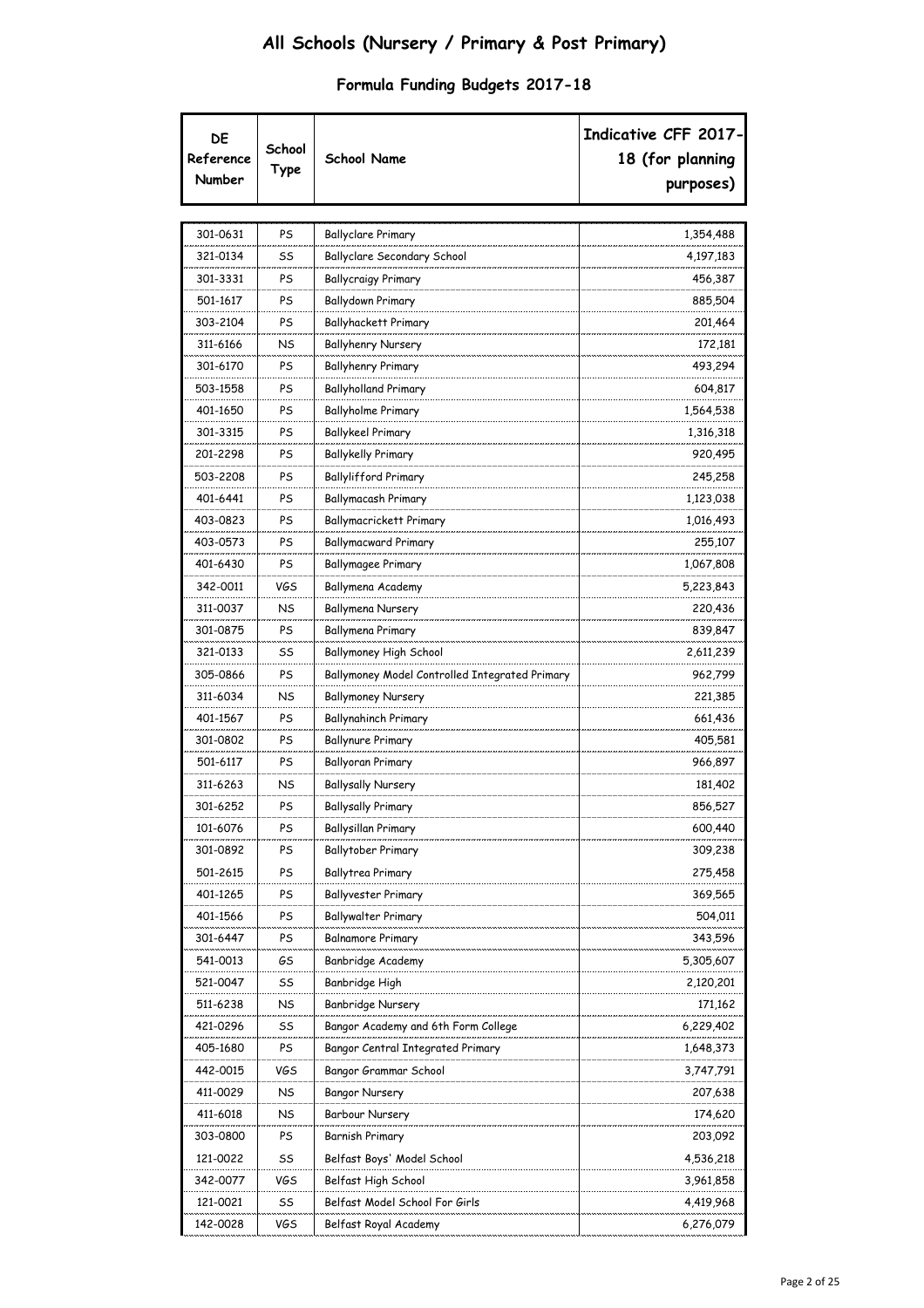# All Schools (Nursery / Primary & Post Primary)

## Formula Funding Budgets 2017-18

| DE Reference Number | School Type | School Name | Indicative CFF 2017-18 (for planning purposes) |
|---|---|---|---|
| 301-0631 | PS | Ballyclare Primary | 1,354,488 |
| 321-0134 | SS | Ballyclare Secondary School | 4,197,183 |
| 301-3331 | PS | Ballycraigy Primary | 456,387 |
| 501-1617 | PS | Ballydown Primary | 885,504 |
| 303-2104 | PS | Ballyhackett Primary | 201,464 |
| 311-6166 | NS | Ballyhenry Nursery | 172,181 |
| 301-6170 | PS | Ballyhenry Primary | 493,294 |
| 503-1558 | PS | Ballyholland Primary | 604,817 |
| 401-1650 | PS | Ballyholme Primary | 1,564,538 |
| 301-3315 | PS | Ballykeel Primary | 1,316,318 |
| 201-2298 | PS | Ballykelly Primary | 920,495 |
| 503-2208 | PS | Ballylifford Primary | 245,258 |
| 401-6441 | PS | Ballymacash Primary | 1,123,038 |
| 403-0823 | PS | Ballymacrickett Primary | 1,016,493 |
| 403-0573 | PS | Ballymacward Primary | 255,107 |
| 401-6430 | PS | Ballymagee Primary | 1,067,808 |
| 342-0011 | VGS | Ballymena Academy | 5,223,843 |
| 311-0037 | NS | Ballymena Nursery | 220,436 |
| 301-0875 | PS | Ballymena Primary | 839,847 |
| 321-0133 | SS | Ballymoney High School | 2,611,239 |
| 305-0866 | PS | Ballymoney Model Controlled Integrated Primary | 962,799 |
| 311-6034 | NS | Ballymoney Nursery | 221,385 |
| 401-1567 | PS | Ballynahinch Primary | 661,436 |
| 301-0802 | PS | Ballynure Primary | 405,581 |
| 501-6117 | PS | Ballyoran Primary | 966,897 |
| 311-6263 | NS | Ballysally Nursery | 181,402 |
| 301-6252 | PS | Ballysally Primary | 856,527 |
| 101-6076 | PS | Ballysillan Primary | 600,440 |
| 301-0892 | PS | Ballytober Primary | 309,238 |
| 501-2615 | PS | Ballytrea Primary | 275,458 |
| 401-1265 | PS | Ballyvester Primary | 369,565 |
| 401-1566 | PS | Ballywalter Primary | 504,011 |
| 301-6447 | PS | Balnamore Primary | 343,596 |
| 541-0013 | GS | Banbridge Academy | 5,305,607 |
| 521-0047 | SS | Banbridge High | 2,120,201 |
| 511-6238 | NS | Banbridge Nursery | 171,162 |
| 421-0296 | SS | Bangor Academy and 6th Form College | 6,229,402 |
| 405-1680 | PS | Bangor Central Integrated Primary | 1,648,373 |
| 442-0015 | VGS | Bangor Grammar School | 3,747,791 |
| 411-0029 | NS | Bangor Nursery | 207,638 |
| 411-6018 | NS | Barbour Nursery | 174,620 |
| 303-0800 | PS | Barnish Primary | 203,092 |
| 121-0022 | SS | Belfast Boys' Model School | 4,536,218 |
| 342-0077 | VGS | Belfast High School | 3,961,858 |
| 121-0021 | SS | Belfast Model School For Girls | 4,419,968 |
| 142-0028 | VGS | Belfast Royal Academy | 6,276,079 |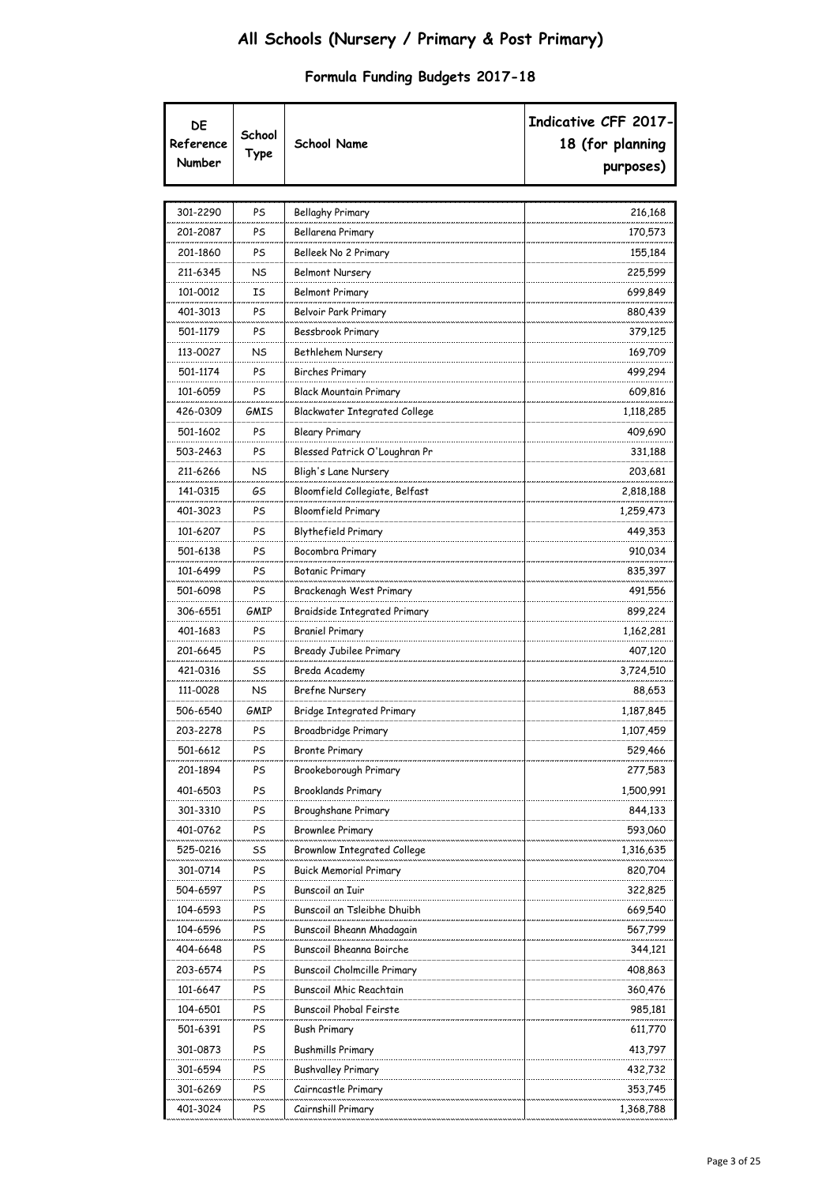# All Schools (Nursery / Primary & Post Primary)

## Formula Funding Budgets 2017-18

| DE Reference Number | School Type | School Name | Indicative CFF 2017-18 (for planning purposes) |
|---|---|---|---|
| 301-2290 | PS | Bellaghy Primary | 216,168 |
| 201-2087 | PS | Bellarena Primary | 170,573 |
| 201-1860 | PS | Belleek No 2 Primary | 155,184 |
| 211-6345 | NS | Belmont Nursery | 225,599 |
| 101-0012 | IS | Belmont Primary | 699,849 |
| 401-3013 | PS | Belvoir Park Primary | 880,439 |
| 501-1179 | PS | Bessbrook Primary | 379,125 |
| 113-0027 | NS | Bethlehem Nursery | 169,709 |
| 501-1174 | PS | Birches Primary | 499,294 |
| 101-6059 | PS | Black Mountain Primary | 609,816 |
| 426-0309 | GMIS | Blackwater Integrated College | 1,118,285 |
| 501-1602 | PS | Bleary Primary | 409,690 |
| 503-2463 | PS | Blessed Patrick O'Loughran Pr | 331,188 |
| 211-6266 | NS | Bligh's Lane Nursery | 203,681 |
| 141-0315 | GS | Bloomfield Collegiate, Belfast | 2,818,188 |
| 401-3023 | PS | Bloomfield Primary | 1,259,473 |
| 101-6207 | PS | Blythefield Primary | 449,353 |
| 501-6138 | PS | Bocombra Primary | 910,034 |
| 101-6499 | PS | Botanic Primary | 835,397 |
| 501-6098 | PS | Brackenagh West Primary | 491,556 |
| 306-6551 | GMIP | Braidside Integrated Primary | 899,224 |
| 401-1683 | PS | Braniel Primary | 1,162,281 |
| 201-6645 | PS | Bready Jubilee Primary | 407,120 |
| 421-0316 | SS | Breda Academy | 3,724,510 |
| 111-0028 | NS | Brefne Nursery | 88,653 |
| 506-6540 | GMIP | Bridge Integrated Primary | 1,187,845 |
| 203-2278 | PS | Broadbridge Primary | 1,107,459 |
| 501-6612 | PS | Bronte Primary | 529,466 |
| 201-1894 | PS | Brookeborough Primary | 277,583 |
| 401-6503 | PS | Brooklands Primary | 1,500,991 |
| 301-3310 | PS | Broughshane Primary | 844,133 |
| 401-0762 | PS | Brownlee Primary | 593,060 |
| 525-0216 | SS | Brownlow Integrated College | 1,316,635 |
| 301-0714 | PS | Buick Memorial Primary | 820,704 |
| 504-6597 | PS | Bunscoil an Iuir | 322,825 |
| 104-6593 | PS | Bunscoil an Tsleibhe Dhuibh | 669,540 |
| 104-6596 | PS | Bunscoil Bheann Mhadagain | 567,799 |
| 404-6648 | PS | Bunscoil Bheanna Boirche | 344,121 |
| 203-6574 | PS | Bunscoil Cholmcille Primary | 408,863 |
| 101-6647 | PS | Bunscoil Mhic Reachtain | 360,476 |
| 104-6501 | PS | Bunscoil Phobal Feirste | 985,181 |
| 501-6391 | PS | Bush Primary | 611,770 |
| 301-0873 | PS | Bushmills Primary | 413,797 |
| 301-6594 | PS | Bushvalley Primary | 432,732 |
| 301-6269 | PS | Cairncastle Primary | 353,745 |
| 401-3024 | PS | Cairnshill Primary | 1,368,788 |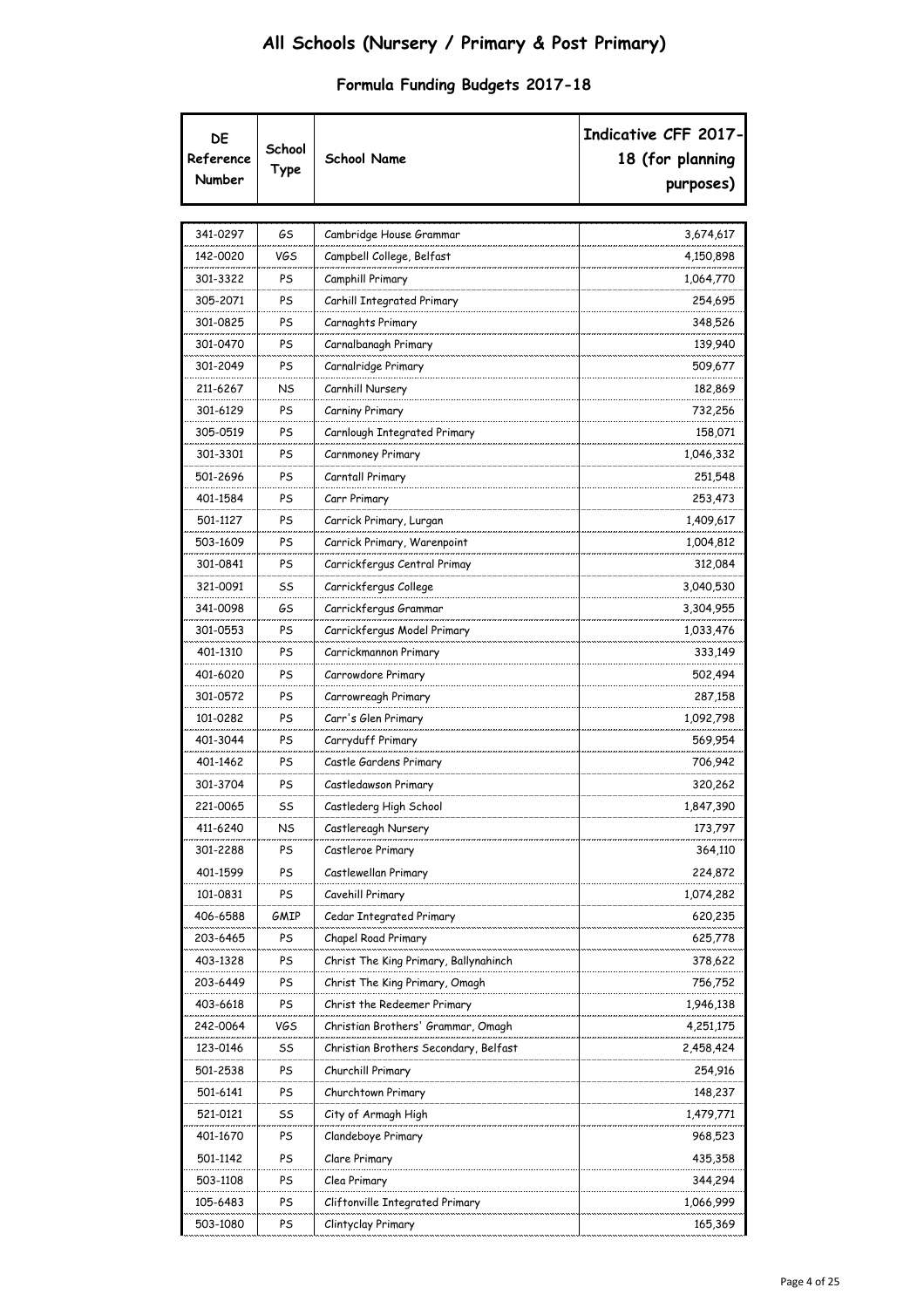# All Schools (Nursery / Primary & Post Primary)

## Formula Funding Budgets 2017-18

| DE Reference Number | School Type | School Name | Indicative CFF 2017-18 (for planning purposes) |
|---|---|---|---|
| 341-0297 | GS | Cambridge House Grammar | 3,674,617 |
| 142-0020 | VGS | Campbell College, Belfast | 4,150,898 |
| 301-3322 | PS | Camphill Primary | 1,064,770 |
| 305-2071 | PS | Carhill Integrated Primary | 254,695 |
| 301-0825 | PS | Carnaghts Primary | 348,526 |
| 301-0470 | PS | Carnalbanagh Primary | 139,940 |
| 301-2049 | PS | Carnalridge Primary | 509,677 |
| 211-6267 | NS | Carnhill Nursery | 182,869 |
| 301-6129 | PS | Carniny Primary | 732,256 |
| 305-0519 | PS | Carnlough Integrated Primary | 158,071 |
| 301-3301 | PS | Carnmoney Primary | 1,046,332 |
| 501-2696 | PS | Carntall Primary | 251,548 |
| 401-1584 | PS | Carr Primary | 253,473 |
| 501-1127 | PS | Carrick Primary, Lurgan | 1,409,617 |
| 503-1609 | PS | Carrick Primary, Warenpoint | 1,004,812 |
| 301-0841 | PS | Carrickfergus Central Primay | 312,084 |
| 321-0091 | SS | Carrickfergus College | 3,040,530 |
| 341-0098 | GS | Carrickfergus Grammar | 3,304,955 |
| 301-0553 | PS | Carrickfergus Model Primary | 1,033,476 |
| 401-1310 | PS | Carrickmannon Primary | 333,149 |
| 401-6020 | PS | Carrowdore Primary | 502,494 |
| 301-0572 | PS | Carrowreagh Primary | 287,158 |
| 101-0282 | PS | Carr's Glen Primary | 1,092,798 |
| 401-3044 | PS | Carryduff Primary | 569,954 |
| 401-1462 | PS | Castle Gardens Primary | 706,942 |
| 301-3704 | PS | Castledawson Primary | 320,262 |
| 221-0065 | SS | Castlederg High School | 1,847,390 |
| 411-6240 | NS | Castlereagh Nursery | 173,797 |
| 301-2288 | PS | Castleroe Primary | 364,110 |
| 401-1599 | PS | Castlewellan Primary | 224,872 |
| 101-0831 | PS | Cavehill Primary | 1,074,282 |
| 406-6588 | GMIP | Cedar Integrated Primary | 620,235 |
| 203-6465 | PS | Chapel Road Primary | 625,778 |
| 403-1328 | PS | Christ The King Primary, Ballynahinch | 378,622 |
| 203-6449 | PS | Christ The King Primary, Omagh | 756,752 |
| 403-6618 | PS | Christ the Redeemer Primary | 1,946,138 |
| 242-0064 | VGS | Christian Brothers' Grammar, Omagh | 4,251,175 |
| 123-0146 | SS | Christian Brothers Secondary, Belfast | 2,458,424 |
| 501-2538 | PS | Churchill Primary | 254,916 |
| 501-6141 | PS | Churchtown Primary | 148,237 |
| 521-0121 | SS | City of Armagh High | 1,479,771 |
| 401-1670 | PS | Clandeboye Primary | 968,523 |
| 501-1142 | PS | Clare Primary | 435,358 |
| 503-1108 | PS | Clea Primary | 344,294 |
| 105-6483 | PS | Cliftonville Integrated Primary | 1,066,999 |
| 503-1080 | PS | Clintyclay Primary | 165,369 |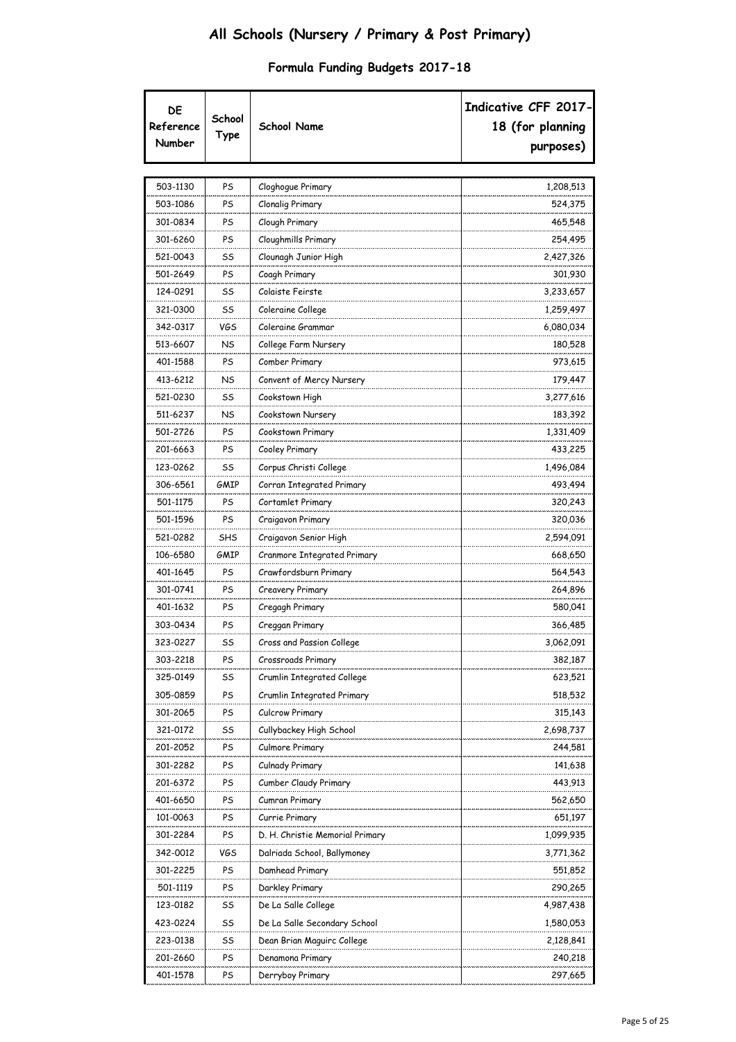# All Schools (Nursery / Primary & Post Primary)

## Formula Funding Budgets 2017-18

| DE Reference Number | School Type | School Name | Indicative CFF 2017-18 (for planning purposes) |
|---|---|---|---|
| 503-1130 | PS | Cloghogue Primary | 1,208,513 |
| 503-1086 | PS | Clonalig Primary | 524,375 |
| 301-0834 | PS | Clough Primary | 465,548 |
| 301-6260 | PS | Cloughmills Primary | 254,495 |
| 521-0043 | SS | Clounagh Junior High | 2,427,326 |
| 501-2649 | PS | Coagh Primary | 301,930 |
| 124-0291 | SS | Colaiste Feirste | 3,233,657 |
| 321-0300 | SS | Coleraine College | 1,259,497 |
| 342-0317 | VGS | Coleraine Grammar | 6,080,034 |
| 513-6607 | NS | College Farm Nursery | 180,528 |
| 401-1588 | PS | Comber Primary | 973,615 |
| 413-6212 | NS | Convent of Mercy Nursery | 179,447 |
| 521-0230 | SS | Cookstown High | 3,277,616 |
| 511-6237 | NS | Cookstown Nursery | 183,392 |
| 501-2726 | PS | Cookstown Primary | 1,331,409 |
| 201-6663 | PS | Cooley Primary | 433,225 |
| 123-0262 | SS | Corpus Christi College | 1,496,084 |
| 306-6561 | GMIP | Corran Integrated Primary | 493,494 |
| 501-1175 | PS | Cortamlet Primary | 320,243 |
| 501-1596 | PS | Craigavon Primary | 320,036 |
| 521-0282 | SHS | Craigavon Senior High | 2,594,091 |
| 106-6580 | GMIP | Cranmore Integrated Primary | 668,650 |
| 401-1645 | PS | Crawfordsburn Primary | 564,543 |
| 301-0741 | PS | Creavery Primary | 264,896 |
| 401-1632 | PS | Cregagh Primary | 580,041 |
| 303-0434 | PS | Creggan Primary | 366,485 |
| 323-0227 | SS | Cross and Passion College | 3,062,091 |
| 303-2218 | PS | Crossroads Primary | 382,187 |
| 325-0149 | SS | Crumlin Integrated College | 623,521 |
| 305-0859 | PS | Crumlin Integrated Primary | 518,532 |
| 301-2065 | PS | Culcrow Primary | 315,143 |
| 321-0172 | SS | Cullybackey High School | 2,698,737 |
| 201-2052 | PS | Culmore Primary | 244,581 |
| 301-2282 | PS | Culnady Primary | 141,638 |
| 201-6372 | PS | Cumber Claudy Primary | 443,913 |
| 401-6650 | PS | Cumran Primary | 562,650 |
| 101-0063 | PS | Currie Primary | 651,197 |
| 301-2284 | PS | D. H. Christie Memorial Primary | 1,099,935 |
| 342-0012 | VGS | Dalriada School, Ballymoney | 3,771,362 |
| 301-2225 | PS | Damhead Primary | 551,852 |
| 501-1119 | PS | Darkley Primary | 290,265 |
| 123-0182 | SS | De La Salle College | 4,987,438 |
| 423-0224 | SS | De La Salle Secondary School | 1,580,053 |
| 223-0138 | SS | Dean Brian Maguirc College | 2,128,841 |
| 201-2660 | PS | Denamona Primary | 240,218 |
| 401-1578 | PS | Derryboy Primary | 297,665 |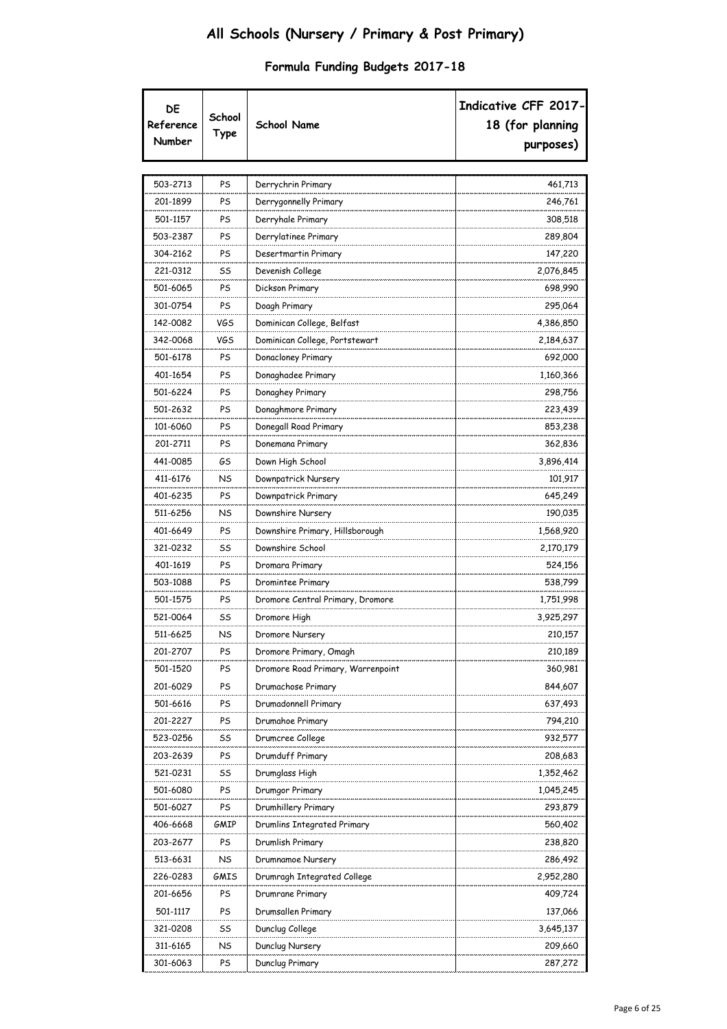# All Schools (Nursery / Primary & Post Primary)

## Formula Funding Budgets 2017-18

| DE Reference Number | School Type | School Name | Indicative CFF 2017-18 (for planning purposes) |
|---|---|---|---|
| 503-2713 | PS | Derrychrin Primary | 461,713 |
| 201-1899 | PS | Derrygonnelly Primary | 246,761 |
| 501-1157 | PS | Derryhale Primary | 308,518 |
| 503-2387 | PS | Derrylatinee Primary | 289,804 |
| 304-2162 | PS | Desertmartin Primary | 147,220 |
| 221-0312 | SS | Devenish College | 2,076,845 |
| 501-6065 | PS | Dickson Primary | 698,990 |
| 301-0754 | PS | Doagh Primary | 295,064 |
| 142-0082 | VGS | Dominican College, Belfast | 4,386,850 |
| 342-0068 | VGS | Dominican College, Portstewart | 2,184,637 |
| 501-6178 | PS | Donacloney Primary | 692,000 |
| 401-1654 | PS | Donaghadee Primary | 1,160,366 |
| 501-6224 | PS | Donaghey Primary | 298,756 |
| 501-2632 | PS | Donaghmore Primary | 223,439 |
| 101-6060 | PS | Donegall Road Primary | 853,238 |
| 201-2711 | PS | Donemana Primary | 362,836 |
| 441-0085 | GS | Down High School | 3,896,414 |
| 411-6176 | NS | Downpatrick Nursery | 101,917 |
| 401-6235 | PS | Downpatrick Primary | 645,249 |
| 511-6256 | NS | Downshire Nursery | 190,035 |
| 401-6649 | PS | Downshire Primary, Hillsborough | 1,568,920 |
| 321-0232 | SS | Downshire School | 2,170,179 |
| 401-1619 | PS | Dromara Primary | 524,156 |
| 503-1088 | PS | Dromintee Primary | 538,799 |
| 501-1575 | PS | Dromore Central Primary, Dromore | 1,751,998 |
| 521-0064 | SS | Dromore High | 3,925,297 |
| 511-6625 | NS | Dromore Nursery | 210,157 |
| 201-2707 | PS | Dromore Primary, Omagh | 210,189 |
| 501-1520 | PS | Dromore Road Primary, Warrenpoint | 360,981 |
| 201-6029 | PS | Drumachose Primary | 844,607 |
| 501-6616 | PS | Drumadonnell Primary | 637,493 |
| 201-2227 | PS | Drumahoe Primary | 794,210 |
| 523-0256 | SS | Drumcree College | 932,577 |
| 203-2639 | PS | Drumduff Primary | 208,683 |
| 521-0231 | SS | Drumglass High | 1,352,462 |
| 501-6080 | PS | Drumgor Primary | 1,045,245 |
| 501-6027 | PS | Drumhillery Primary | 293,879 |
| 406-6668 | GMIP | Drumlins Integrated Primary | 560,402 |
| 203-2677 | PS | Drumlish Primary | 238,820 |
| 513-6631 | NS | Drumnamoe Nursery | 286,492 |
| 226-0283 | GMIS | Drumragh Integrated College | 2,952,280 |
| 201-6656 | PS | Drumrane Primary | 409,724 |
| 501-1117 | PS | Drumsallen Primary | 137,066 |
| 321-0208 | SS | Dunclug College | 3,645,137 |
| 311-6165 | NS | Dunclug Nursery | 209,660 |
| 301-6063 | PS | Dunclug Primary | 287,272 |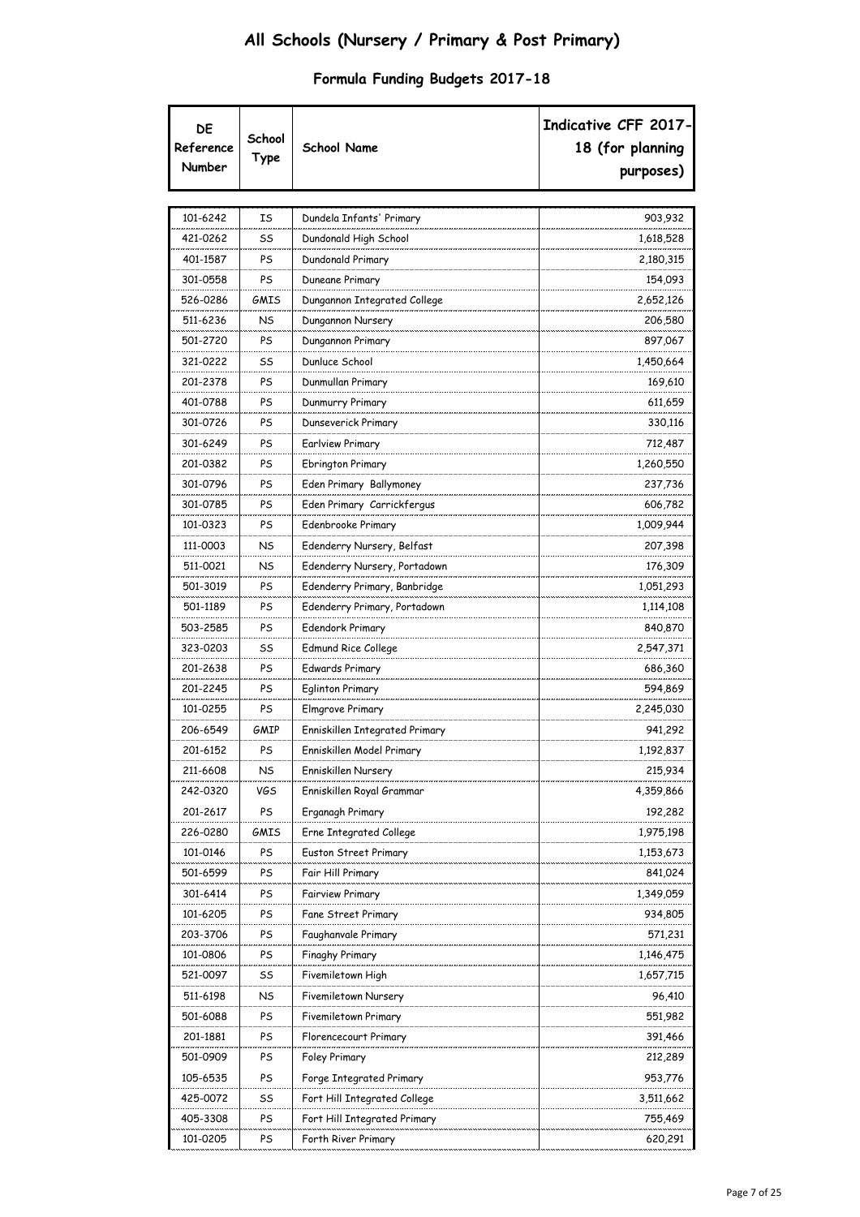# All Schools (Nursery / Primary & Post Primary)

## Formula Funding Budgets 2017-18

| DE Reference Number | School Type | School Name | Indicative CFF 2017-18 (for planning purposes) |
|---|---|---|---|
| 101-6242 | IS | Dundela Infants' Primary | 903,932 |
| 421-0262 | SS | Dundonald High School | 1,618,528 |
| 401-1587 | PS | Dundonald Primary | 2,180,315 |
| 301-0558 | PS | Duneane Primary | 154,093 |
| 526-0286 | GMIS | Dungannon Integrated College | 2,652,126 |
| 511-6236 | NS | Dungannon Nursery | 206,580 |
| 501-2720 | PS | Dungannon Primary | 897,067 |
| 321-0222 | SS | Dunluce School | 1,450,664 |
| 201-2378 | PS | Dunmullan Primary | 169,610 |
| 401-0788 | PS | Dunmurry Primary | 611,659 |
| 301-0726 | PS | Dunseverick Primary | 330,116 |
| 301-6249 | PS | Earlview Primary | 712,487 |
| 201-0382 | PS | Ebrington Primary | 1,260,550 |
| 301-0796 | PS | Eden Primary Ballymoney | 237,736 |
| 301-0785 | PS | Eden Primary Carrickfergus | 606,782 |
| 101-0323 | PS | Edenbrooke Primary | 1,009,944 |
| 111-0003 | NS | Edenderry Nursery, Belfast | 207,398 |
| 511-0021 | NS | Edenderry Nursery, Portadown | 176,309 |
| 501-3019 | PS | Edenderry Primary, Banbridge | 1,051,293 |
| 501-1189 | PS | Edenderry Primary, Portadown | 1,114,108 |
| 503-2585 | PS | Edendork Primary | 840,870 |
| 323-0203 | SS | Edmund Rice College | 2,547,371 |
| 201-2638 | PS | Edwards Primary | 686,360 |
| 201-2245 | PS | Eglinton Primary | 594,869 |
| 101-0255 | PS | Elmgrove Primary | 2,245,030 |
| 206-6549 | GMIP | Enniskillen Integrated Primary | 941,292 |
| 201-6152 | PS | Enniskillen Model Primary | 1,192,837 |
| 211-6608 | NS | Enniskillen Nursery | 215,934 |
| 242-0320 | VGS | Enniskillen Royal Grammar | 4,359,866 |
| 201-2617 | PS | Erganagh Primary | 192,282 |
| 226-0280 | GMIS | Erne Integrated College | 1,975,198 |
| 101-0146 | PS | Euston Street Primary | 1,153,673 |
| 501-6599 | PS | Fair Hill Primary | 841,024 |
| 301-6414 | PS | Fairview Primary | 1,349,059 |
| 101-6205 | PS | Fane Street Primary | 934,805 |
| 203-3706 | PS | Faughanvale Primary | 571,231 |
| 101-0806 | PS | Finaghy Primary | 1,146,475 |
| 521-0097 | SS | Fivemiletown High | 1,657,715 |
| 511-6198 | NS | Fivemiletown Nursery | 96,410 |
| 501-6088 | PS | Fivemiletown Primary | 551,982 |
| 201-1881 | PS | Florencecourt Primary | 391,466 |
| 501-0909 | PS | Foley Primary | 212,289 |
| 105-6535 | PS | Forge Integrated Primary | 953,776 |
| 425-0072 | SS | Fort Hill Integrated College | 3,511,662 |
| 405-3308 | PS | Fort Hill Integrated Primary | 755,469 |
| 101-0205 | PS | Forth River Primary | 620,291 |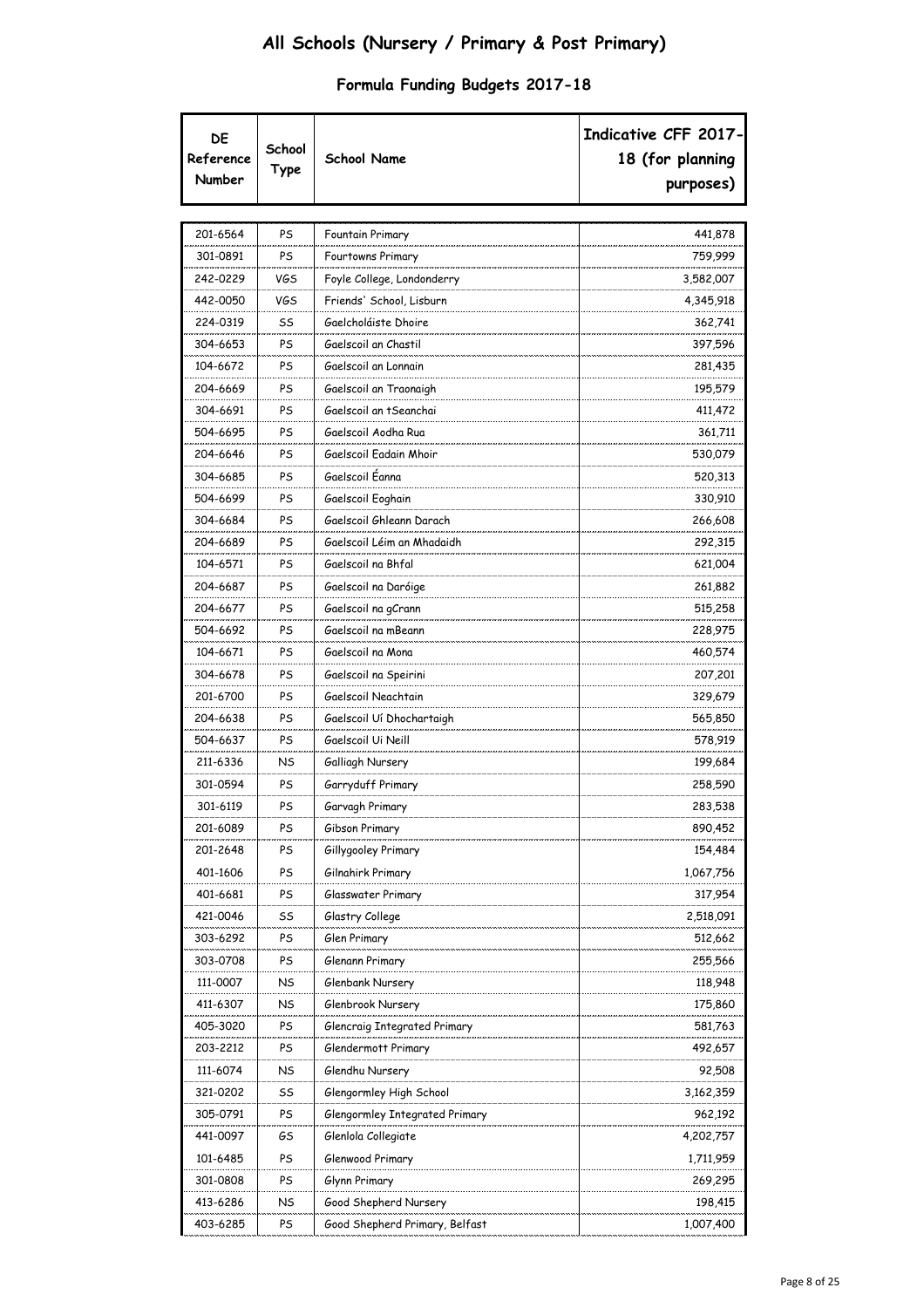# All Schools (Nursery / Primary & Post Primary)

## Formula Funding Budgets 2017-18

| DE Reference Number | School Type | School Name | Indicative CFF 2017-18 (for planning purposes) |
|---|---|---|---|
| 201-6564 | PS | Fountain Primary | 441,878 |
| 301-0891 | PS | Fourtowns Primary | 759,999 |
| 242-0229 | VGS | Foyle College, Londonderry | 3,582,007 |
| 442-0050 | VGS | Friends' School, Lisburn | 4,345,918 |
| 224-0319 | SS | Gaelcholáiste Dhoire | 362,741 |
| 304-6653 | PS | Gaelscoil an Chastil | 397,596 |
| 104-6672 | PS | Gaelscoil an Lonnain | 281,435 |
| 204-6669 | PS | Gaelscoil an Traonaigh | 195,579 |
| 304-6691 | PS | Gaelscoil an tSeanchai | 411,472 |
| 504-6695 | PS | Gaelscoil Aodha Rua | 361,711 |
| 204-6646 | PS | Gaelscoil Eadain Mhoir | 530,079 |
| 304-6685 | PS | Gaelscoil Éanna | 520,313 |
| 504-6699 | PS | Gaelscoil Eoghain | 330,910 |
| 304-6684 | PS | Gaelscoil Ghleann Darach | 266,608 |
| 204-6689 | PS | Gaelscoil Léim an Mhadaidh | 292,315 |
| 104-6571 | PS | Gaelscoil na Bhfal | 621,004 |
| 204-6687 | PS | Gaelscoil na Daróige | 261,882 |
| 204-6677 | PS | Gaelscoil na gCrann | 515,258 |
| 504-6692 | PS | Gaelscoil na mBeann | 228,975 |
| 104-6671 | PS | Gaelscoil na Mona | 460,574 |
| 304-6678 | PS | Gaelscoil na Speirini | 207,201 |
| 201-6700 | PS | Gaelscoil Neachtain | 329,679 |
| 204-6638 | PS | Gaelscoil Uí Dhochartaigh | 565,850 |
| 504-6637 | PS | Gaelscoil Ui Neill | 578,919 |
| 211-6336 | NS | Galliagh Nursery | 199,684 |
| 301-0594 | PS | Garryduff Primary | 258,590 |
| 301-6119 | PS | Garvagh Primary | 283,538 |
| 201-6089 | PS | Gibson Primary | 890,452 |
| 201-2648 | PS | Gillygooley Primary | 154,484 |
| 401-1606 | PS | Gilnahirk Primary | 1,067,756 |
| 401-6681 | PS | Glasswater Primary | 317,954 |
| 421-0046 | SS | Glastry College | 2,518,091 |
| 303-6292 | PS | Glen Primary | 512,662 |
| 303-0708 | PS | Glenann Primary | 255,566 |
| 111-0007 | NS | Glenbank Nursery | 118,948 |
| 411-6307 | NS | Glenbrook Nursery | 175,860 |
| 405-3020 | PS | Glencraig Integrated Primary | 581,763 |
| 203-2212 | PS | Glendermott Primary | 492,657 |
| 111-6074 | NS | Glendhu Nursery | 92,508 |
| 321-0202 | SS | Glengormley High School | 3,162,359 |
| 305-0791 | PS | Glengormley Integrated Primary | 962,192 |
| 441-0097 | GS | Glenlola Collegiate | 4,202,757 |
| 101-6485 | PS | Glenwood Primary | 1,711,959 |
| 301-0808 | PS | Glynn Primary | 269,295 |
| 413-6286 | NS | Good Shepherd Nursery | 198,415 |
| 403-6285 | PS | Good Shepherd Primary, Belfast | 1,007,400 |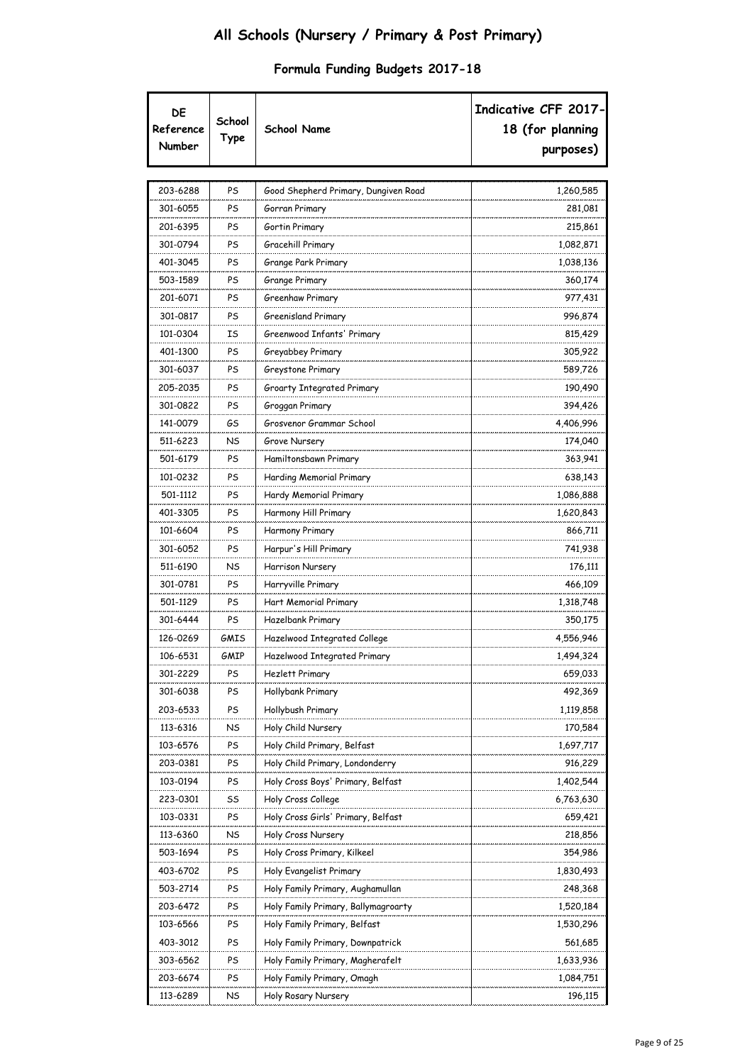# All Schools (Nursery / Primary & Post Primary)

## Formula Funding Budgets 2017-18

| DE Reference Number | School Type | School Name | Indicative CFF 2017-18 (for planning purposes) |
|---|---|---|---|
| 203-6288 | PS | Good Shepherd Primary, Dungiven Road | 1,260,585 |
| 301-6055 | PS | Gorran Primary | 281,081 |
| 201-6395 | PS | Gortin Primary | 215,861 |
| 301-0794 | PS | Gracehill Primary | 1,082,871 |
| 401-3045 | PS | Grange Park Primary | 1,038,136 |
| 503-1589 | PS | Grange Primary | 360,174 |
| 201-6071 | PS | Greenhaw Primary | 977,431 |
| 301-0817 | PS | Greenisland Primary | 996,874 |
| 101-0304 | IS | Greenwood Infants' Primary | 815,429 |
| 401-1300 | PS | Greyabbey Primary | 305,922 |
| 301-6037 | PS | Greystone Primary | 589,726 |
| 205-2035 | PS | Groarty Integrated Primary | 190,490 |
| 301-0822 | PS | Groggan Primary | 394,426 |
| 141-0079 | GS | Grosvenor Grammar School | 4,406,996 |
| 511-6223 | NS | Grove Nursery | 174,040 |
| 501-6179 | PS | Hamiltonsbawn Primary | 363,941 |
| 101-0232 | PS | Harding Memorial Primary | 638,143 |
| 501-1112 | PS | Hardy Memorial Primary | 1,086,888 |
| 401-3305 | PS | Harmony Hill Primary | 1,620,843 |
| 101-6604 | PS | Harmony Primary | 866,711 |
| 301-6052 | PS | Harpur's Hill Primary | 741,938 |
| 511-6190 | NS | Harrison Nursery | 176,111 |
| 301-0781 | PS | Harryville Primary | 466,109 |
| 501-1129 | PS | Hart Memorial Primary | 1,318,748 |
| 301-6444 | PS | Hazelbank Primary | 350,175 |
| 126-0269 | GMIS | Hazelwood Integrated College | 4,556,946 |
| 106-6531 | GMIP | Hazelwood Integrated Primary | 1,494,324 |
| 301-2229 | PS | Hezlett Primary | 659,033 |
| 301-6038 | PS | Hollybank Primary | 492,369 |
| 203-6533 | PS | Hollybush Primary | 1,119,858 |
| 113-6316 | NS | Holy Child Nursery | 170,584 |
| 103-6576 | PS | Holy Child Primary, Belfast | 1,697,717 |
| 203-0381 | PS | Holy Child Primary, Londonderry | 916,229 |
| 103-0194 | PS | Holy Cross Boys' Primary, Belfast | 1,402,544 |
| 223-0301 | SS | Holy Cross College | 6,763,630 |
| 103-0331 | PS | Holy Cross Girls' Primary, Belfast | 659,421 |
| 113-6360 | NS | Holy Cross Nursery | 218,856 |
| 503-1694 | PS | Holy Cross Primary, Kilkeel | 354,986 |
| 403-6702 | PS | Holy Evangelist Primary | 1,830,493 |
| 503-2714 | PS | Holy Family Primary, Aughamullan | 248,368 |
| 203-6472 | PS | Holy Family Primary, Ballymagroarty | 1,520,184 |
| 103-6566 | PS | Holy Family Primary, Belfast | 1,530,296 |
| 403-3012 | PS | Holy Family Primary, Downpatrick | 561,685 |
| 303-6562 | PS | Holy Family Primary, Magherafelt | 1,633,936 |
| 203-6674 | PS | Holy Family Primary, Omagh | 1,084,751 |
| 113-6289 | NS | Holy Rosary Nursery | 196,115 |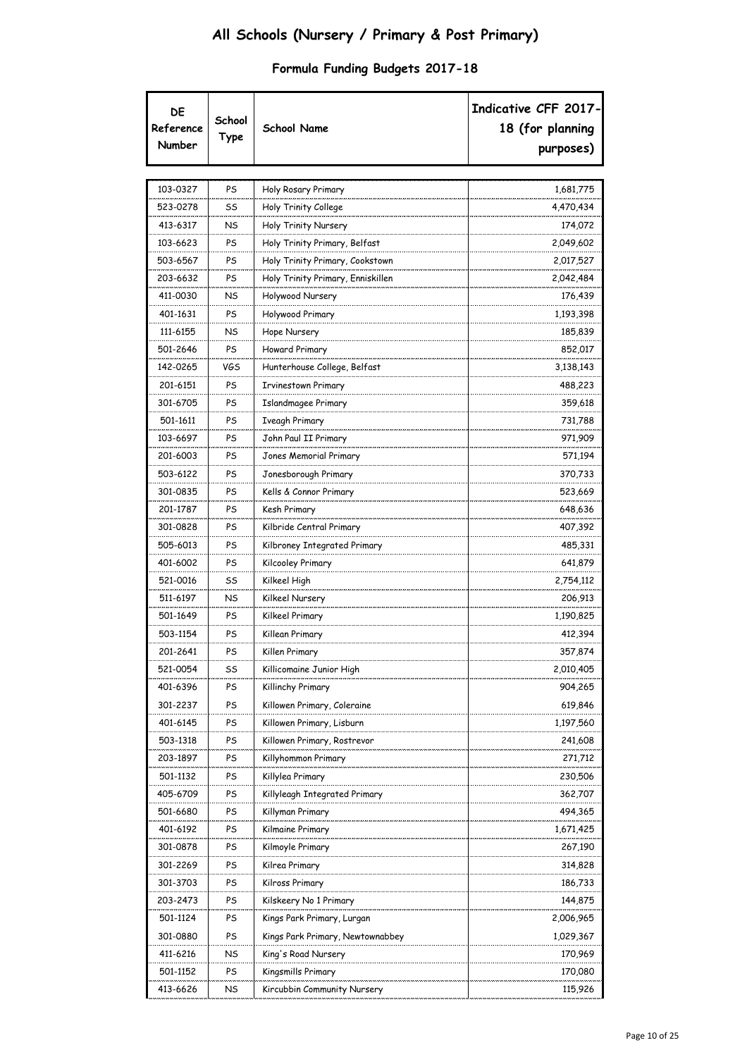# All Schools (Nursery / Primary & Post Primary)

## Formula Funding Budgets 2017-18

| DE Reference Number | School Type | School Name | Indicative CFF 2017-18 (for planning purposes) |
|---|---|---|---|
| 103-0327 | PS | Holy Rosary Primary | 1,681,775 |
| 523-0278 | SS | Holy Trinity College | 4,470,434 |
| 413-6317 | NS | Holy Trinity Nursery | 174,072 |
| 103-6623 | PS | Holy Trinity Primary, Belfast | 2,049,602 |
| 503-6567 | PS | Holy Trinity Primary, Cookstown | 2,017,527 |
| 203-6632 | PS | Holy Trinity Primary, Enniskillen | 2,042,484 |
| 411-0030 | NS | Holywood Nursery | 176,439 |
| 401-1631 | PS | Holywood Primary | 1,193,398 |
| 111-6155 | NS | Hope Nursery | 185,839 |
| 501-2646 | PS | Howard Primary | 852,017 |
| 142-0265 | VGS | Hunterhouse College, Belfast | 3,138,143 |
| 201-6151 | PS | Irvinestown Primary | 488,223 |
| 301-6705 | PS | Islandmagee Primary | 359,618 |
| 501-1611 | PS | Iveagh Primary | 731,788 |
| 103-6697 | PS | John Paul II Primary | 971,909 |
| 201-6003 | PS | Jones Memorial Primary | 571,194 |
| 503-6122 | PS | Jonesborough Primary | 370,733 |
| 301-0835 | PS | Kells & Connor Primary | 523,669 |
| 201-1787 | PS | Kesh Primary | 648,636 |
| 301-0828 | PS | Kilbride Central Primary | 407,392 |
| 505-6013 | PS | Kilbroney Integrated Primary | 485,331 |
| 401-6002 | PS | Kilcooley Primary | 641,879 |
| 521-0016 | SS | Kilkeel High | 2,754,112 |
| 511-6197 | NS | Kilkeel Nursery | 206,913 |
| 501-1649 | PS | Kilkeel Primary | 1,190,825 |
| 503-1154 | PS | Killean Primary | 412,394 |
| 201-2641 | PS | Killen Primary | 357,874 |
| 521-0054 | SS | Killicomaine Junior High | 2,010,405 |
| 401-6396 | PS | Killinchy Primary | 904,265 |
| 301-2237 | PS | Killowen Primary, Coleraine | 619,846 |
| 401-6145 | PS | Killowen Primary, Lisburn | 1,197,560 |
| 503-1318 | PS | Killowen Primary, Rostrevor | 241,608 |
| 203-1897 | PS | Killyhommon Primary | 271,712 |
| 501-1132 | PS | Killylea Primary | 230,506 |
| 405-6709 | PS | Killyleagh Integrated Primary | 362,707 |
| 501-6680 | PS | Killyman Primary | 494,365 |
| 401-6192 | PS | Kilmaine Primary | 1,671,425 |
| 301-0878 | PS | Kilmoyle Primary | 267,190 |
| 301-2269 | PS | Kilrea Primary | 314,828 |
| 301-3703 | PS | Kilross Primary | 186,733 |
| 203-2473 | PS | Kilskeery No 1 Primary | 144,875 |
| 501-1124 | PS | Kings Park Primary, Lurgan | 2,006,965 |
| 301-0880 | PS | Kings Park Primary, Newtownabbey | 1,029,367 |
| 411-6216 | NS | King's Road Nursery | 170,969 |
| 501-1152 | PS | Kingsmills Primary | 170,080 |
| 413-6626 | NS | Kircubbin Community Nursery | 115,926 |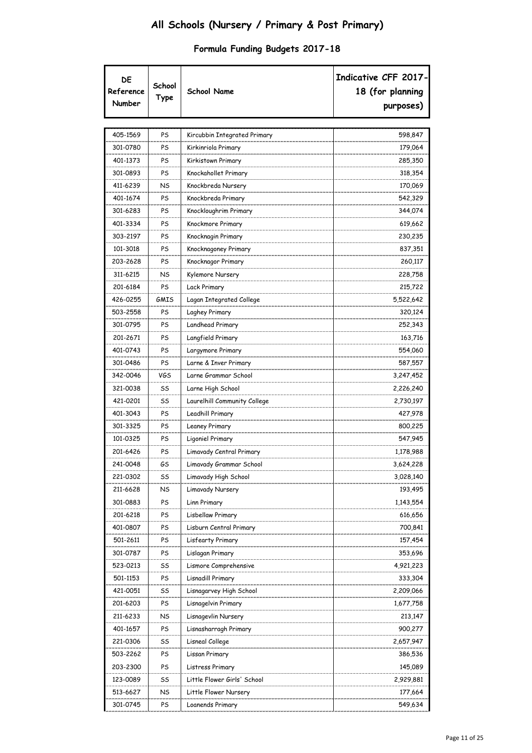# All Schools (Nursery / Primary & Post Primary)

## Formula Funding Budgets 2017-18

| DE Reference Number | School Type | School Name | Indicative CFF 2017-18 (for planning purposes) |
|---|---|---|---|
| 405-1569 | PS | Kircubbin Integrated Primary | 598,847 |
| 301-0780 | PS | Kirkinriola Primary | 179,064 |
| 401-1373 | PS | Kirkistown Primary | 285,350 |
| 301-0893 | PS | Knockahollet Primary | 318,354 |
| 411-6239 | NS | Knockbreda Nursery | 170,069 |
| 401-1674 | PS | Knockbreda Primary | 542,329 |
| 301-6283 | PS | Knockloughrim Primary | 344,074 |
| 401-3334 | PS | Knockmore Primary | 619,662 |
| 303-2197 | PS | Knocknagin Primary | 230,235 |
| 101-3018 | PS | Knocknagoney Primary | 837,351 |
| 203-2628 | PS | Knocknagor Primary | 260,117 |
| 311-6215 | NS | Kylemore Nursery | 228,758 |
| 201-6184 | PS | Lack Primary | 215,722 |
| 426-0255 | GMIS | Lagan Integrated College | 5,522,642 |
| 503-2558 | PS | Laghey Primary | 320,124 |
| 301-0795 | PS | Landhead Primary | 252,343 |
| 201-2671 | PS | Langfield Primary | 163,716 |
| 401-0743 | PS | Largymore Primary | 554,060 |
| 301-0486 | PS | Larne & Inver Primary | 587,557 |
| 342-0046 | VGS | Larne Grammar School | 3,247,452 |
| 321-0038 | SS | Larne High School | 2,226,240 |
| 421-0201 | SS | Laurelhill Community College | 2,730,197 |
| 401-3043 | PS | Leadhill Primary | 427,978 |
| 301-3325 | PS | Leaney Primary | 800,225 |
| 101-0325 | PS | Ligoniel Primary | 547,945 |
| 201-6426 | PS | Limavady Central Primary | 1,178,988 |
| 241-0048 | GS | Limavady Grammar School | 3,624,228 |
| 221-0302 | SS | Limavady High School | 3,028,140 |
| 211-6628 | NS | Limavady Nursery | 193,495 |
| 301-0883 | PS | Linn Primary | 1,143,554 |
| 201-6218 | PS | Lisbellaw Primary | 616,656 |
| 401-0807 | PS | Lisburn Central Primary | 700,841 |
| 501-2611 | PS | Lisfearty Primary | 157,454 |
| 301-0787 | PS | Lislagan Primary | 353,696 |
| 523-0213 | SS | Lismore Comprehensive | 4,921,223 |
| 501-1153 | PS | Lisnadill Primary | 333,304 |
| 421-0051 | SS | Lisnagarvey High School | 2,209,066 |
| 201-6203 | PS | Lisnagelvin Primary | 1,677,758 |
| 211-6233 | NS | Lisnagevlin Nursery | 213,147 |
| 401-1657 | PS | Lisnasharragh Primary | 900,277 |
| 221-0306 | SS | Lisneal College | 2,657,947 |
| 503-2262 | PS | Lissan Primary | 386,536 |
| 203-2300 | PS | Listress Primary | 145,089 |
| 123-0089 | SS | Little Flower Girls' School | 2,929,881 |
| 513-6627 | NS | Little Flower Nursery | 177,664 |
| 301-0745 | PS | Loanends Primary | 549,634 |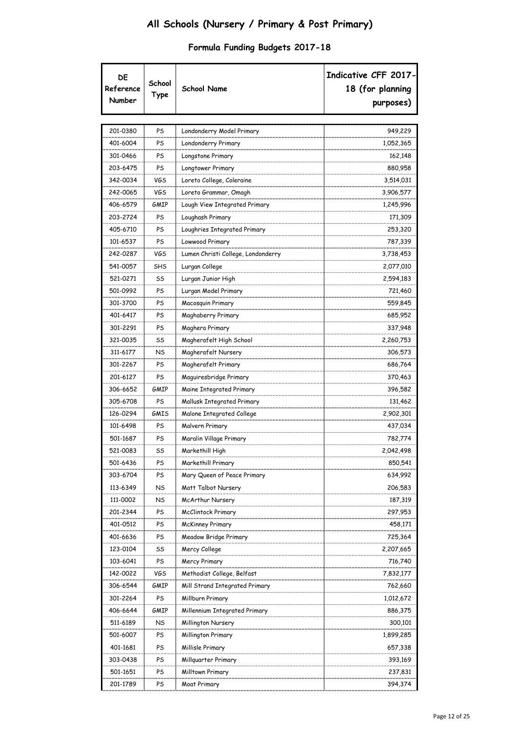# All Schools (Nursery / Primary & Post Primary)

## Formula Funding Budgets 2017-18

| DE Reference Number | School Type | School Name | Indicative CFF 2017-18 (for planning purposes) |
|---|---|---|---|
| 201-0380 | PS | Londonderry Model Primary | 949,229 |
| 401-6004 | PS | Londonderry Primary | 1,052,365 |
| 301-0466 | PS | Longstone Primary | 162,148 |
| 203-6475 | PS | Longtower Primary | 880,958 |
| 342-0034 | VGS | Loreto College, Coleraine | 3,514,031 |
| 242-0065 | VGS | Loreto Grammar, Omagh | 3,906,577 |
| 406-6579 | GMIP | Lough View Integrated Primary | 1,245,996 |
| 203-2724 | PS | Loughash Primary | 171,309 |
| 405-6710 | PS | Loughries Integrated Primary | 253,320 |
| 101-6537 | PS | Lowwood Primary | 787,339 |
| 242-0287 | VGS | Lumen Christi College, Londonderry | 3,738,453 |
| 541-0057 | SHS | Lurgan College | 2,077,010 |
| 521-0271 | SS | Lurgan Junior High | 2,594,183 |
| 501-0992 | PS | Lurgan Model Primary | 721,460 |
| 301-3700 | PS | Macosquin Primary | 559,845 |
| 401-6417 | PS | Maghaberry Primary | 685,952 |
| 301-2291 | PS | Maghera Primary | 337,948 |
| 321-0035 | SS | Magherafelt High School | 2,260,753 |
| 311-6177 | NS | Magherafelt Nursery | 306,573 |
| 301-2267 | PS | Magherafelt Primary | 686,764 |
| 201-6127 | PS | Maguiresbridge Primary | 370,463 |
| 306-6652 | GMIP | Maine Integrated Primary | 396,582 |
| 305-6708 | PS | Mallusk Integrated Primary | 131,462 |
| 126-0294 | GMIS | Malone Integrated College | 2,902,301 |
| 101-6498 | PS | Malvern Primary | 437,034 |
| 501-1687 | PS | Maralin Village Primary | 782,774 |
| 521-0083 | SS | Markethill High | 2,042,498 |
| 501-6436 | PS | Markethill Primary | 850,541 |
| 303-6704 | PS | Mary Queen of Peace Primary | 634,992 |
| 113-6349 | NS | Matt Talbot Nursery | 206,583 |
| 111-0002 | NS | McArthur Nursery | 187,319 |
| 201-2344 | PS | McClintock Primary | 297,953 |
| 401-0512 | PS | McKinney Primary | 458,171 |
| 401-6636 | PS | Meadow Bridge Primary | 725,364 |
| 123-0104 | SS | Mercy College | 2,207,665 |
| 103-6041 | PS | Mercy Primary | 716,740 |
| 142-0022 | VGS | Methodist College, Belfast | 7,832,177 |
| 306-6544 | GMIP | Mill Strand Integrated Primary | 762,660 |
| 301-2264 | PS | Millburn Primary | 1,012,672 |
| 406-6644 | GMIP | Millennium Integrated Primary | 886,375 |
| 511-6189 | NS | Millington Nursery | 300,101 |
| 501-6007 | PS | Millington Primary | 1,899,285 |
| 401-1681 | PS | Millisle Primary | 657,338 |
| 303-0438 | PS | Millquarter Primary | 393,169 |
| 501-1651 | PS | Milltown Primary | 237,831 |
| 201-1789 | PS | Moat Primary | 394,374 |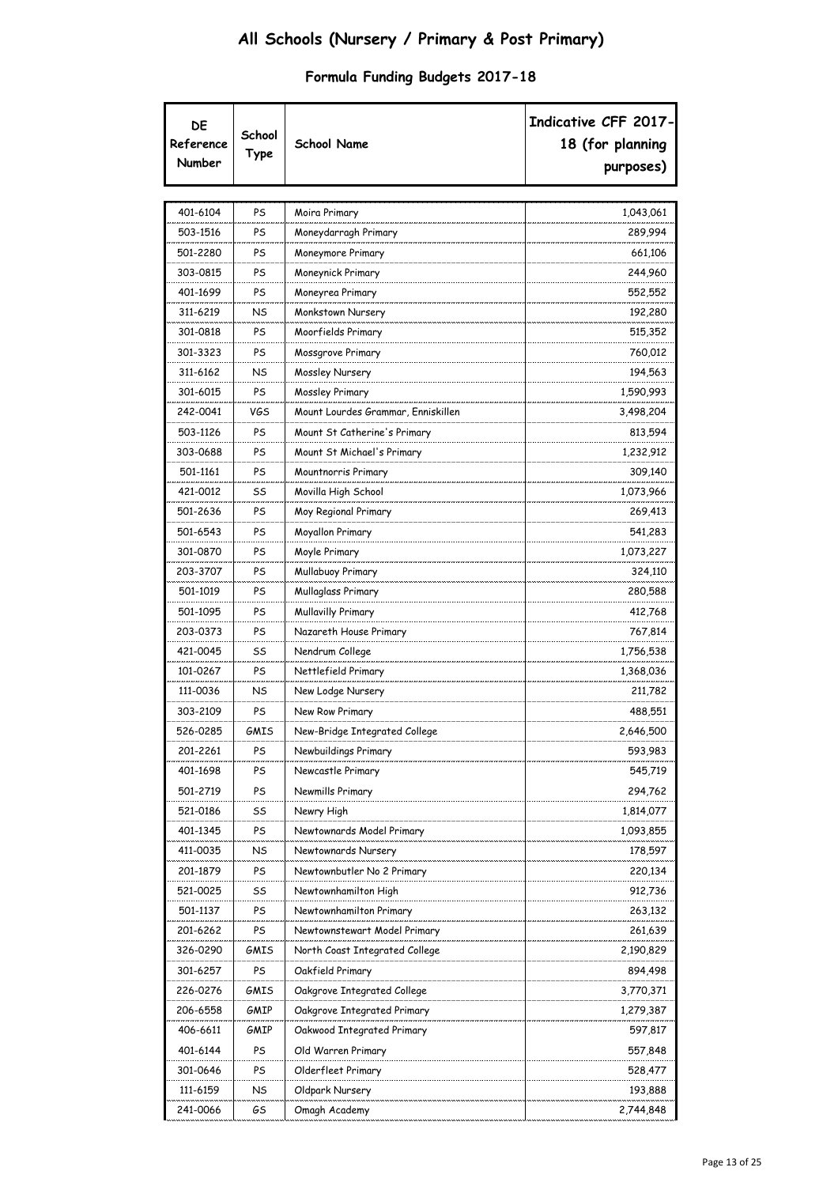# All Schools (Nursery / Primary & Post Primary)

## Formula Funding Budgets 2017-18

| DE Reference Number | School Type | School Name | Indicative CFF 2017-18 (for planning purposes) |
|---|---|---|---|
| 401-6104 | PS | Moira Primary | 1,043,061 |
| 503-1516 | PS | Moneydarragh Primary | 289,994 |
| 501-2280 | PS | Moneymore Primary | 661,106 |
| 303-0815 | PS | Moneynick Primary | 244,960 |
| 401-1699 | PS | Moneyrea Primary | 552,552 |
| 311-6219 | NS | Monkstown Nursery | 192,280 |
| 301-0818 | PS | Moorfields Primary | 515,352 |
| 301-3323 | PS | Mossgrove Primary | 760,012 |
| 311-6162 | NS | Mossley Nursery | 194,563 |
| 301-6015 | PS | Mossley Primary | 1,590,993 |
| 242-0041 | VGS | Mount Lourdes Grammar, Enniskillen | 3,498,204 |
| 503-1126 | PS | Mount St Catherine's Primary | 813,594 |
| 303-0688 | PS | Mount St Michael's Primary | 1,232,912 |
| 501-1161 | PS | Mountnorris Primary | 309,140 |
| 421-0012 | SS | Movilla High School | 1,073,966 |
| 501-2636 | PS | Moy Regional Primary | 269,413 |
| 501-6543 | PS | Moyallon Primary | 541,283 |
| 301-0870 | PS | Moyle Primary | 1,073,227 |
| 203-3707 | PS | Mullabuoy Primary | 324,110 |
| 501-1019 | PS | Mullaglass Primary | 280,588 |
| 501-1095 | PS | Mullavilly Primary | 412,768 |
| 203-0373 | PS | Nazareth House Primary | 767,814 |
| 421-0045 | SS | Nendrum College | 1,756,538 |
| 101-0267 | PS | Nettlefield Primary | 1,368,036 |
| 111-0036 | NS | New Lodge Nursery | 211,782 |
| 303-2109 | PS | New Row Primary | 488,551 |
| 526-0285 | GMIS | New-Bridge Integrated College | 2,646,500 |
| 201-2261 | PS | Newbuildings Primary | 593,983 |
| 401-1698 | PS | Newcastle Primary | 545,719 |
| 501-2719 | PS | Newmills Primary | 294,762 |
| 521-0186 | SS | Newry High | 1,814,077 |
| 401-1345 | PS | Newtownards Model Primary | 1,093,855 |
| 411-0035 | NS | Newtownards Nursery | 178,597 |
| 201-1879 | PS | Newtownbutler No 2 Primary | 220,134 |
| 521-0025 | SS | Newtownhamilton High | 912,736 |
| 501-1137 | PS | Newtownhamilton Primary | 263,132 |
| 201-6262 | PS | Newtownstewart Model Primary | 261,639 |
| 326-0290 | GMIS | North Coast Integrated College | 2,190,829 |
| 301-6257 | PS | Oakfield Primary | 894,498 |
| 226-0276 | GMIS | Oakgrove Integrated College | 3,770,371 |
| 206-6558 | GMIP | Oakgrove Integrated Primary | 1,279,387 |
| 406-6611 | GMIP | Oakwood Integrated Primary | 597,817 |
| 401-6144 | PS | Old Warren Primary | 557,848 |
| 301-0646 | PS | Olderfleet Primary | 528,477 |
| 111-6159 | NS | Oldpark Nursery | 193,888 |
| 241-0066 | GS | Omagh Academy | 2,744,848 |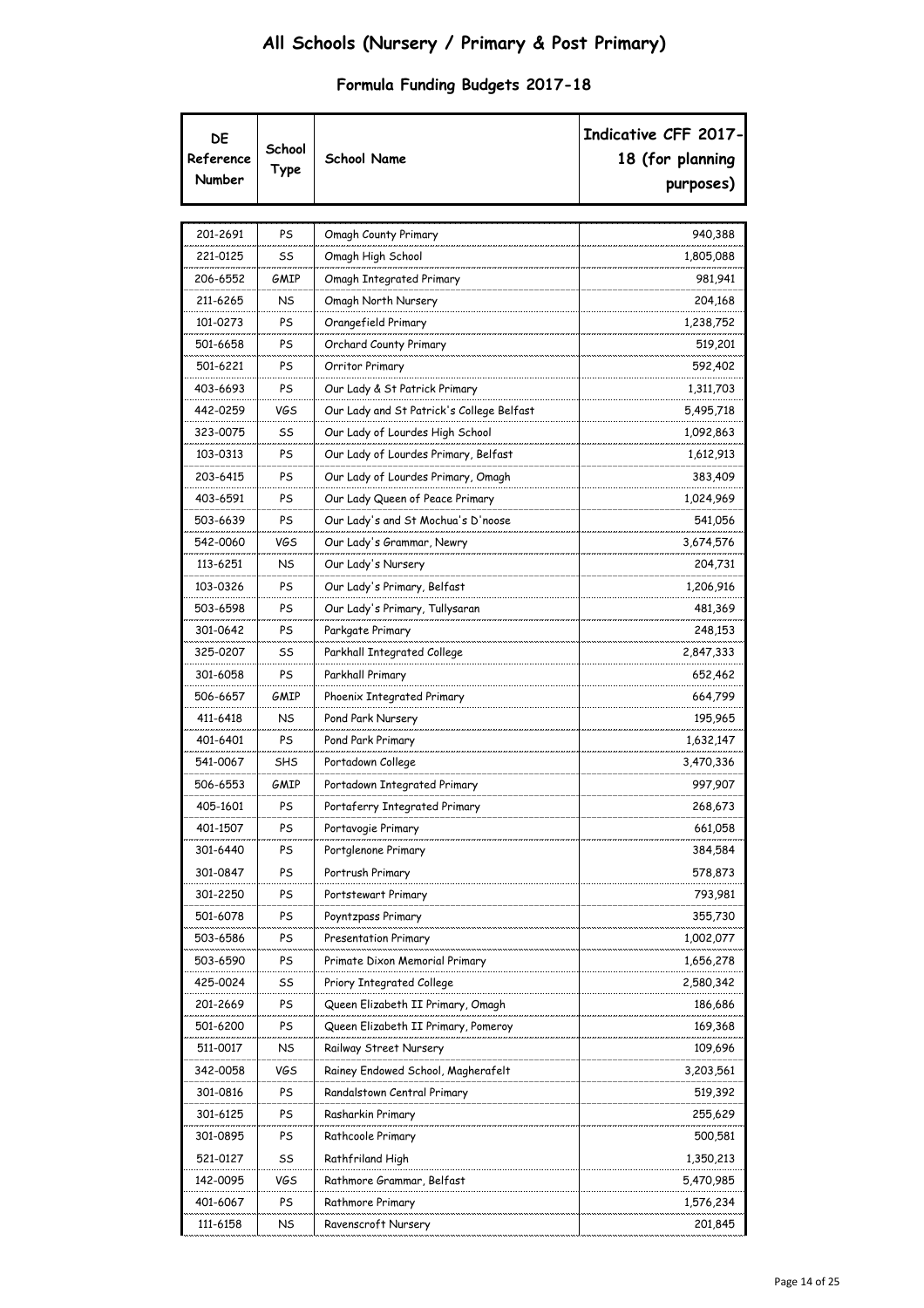# All Schools (Nursery / Primary & Post Primary)

## Formula Funding Budgets 2017-18

| DE Reference Number | School Type | School Name | Indicative CFF 2017-18 (for planning purposes) |
|---|---|---|---|
| 201-2691 | PS | Omagh County Primary | 940,388 |
| 221-0125 | SS | Omagh High School | 1,805,088 |
| 206-6552 | GMIP | Omagh Integrated Primary | 981,941 |
| 211-6265 | NS | Omagh North Nursery | 204,168 |
| 101-0273 | PS | Orangefield Primary | 1,238,752 |
| 501-6658 | PS | Orchard County Primary | 519,201 |
| 501-6221 | PS | Orritor Primary | 592,402 |
| 403-6693 | PS | Our Lady & St Patrick Primary | 1,311,703 |
| 442-0259 | VGS | Our Lady and St Patrick's College Belfast | 5,495,718 |
| 323-0075 | SS | Our Lady of Lourdes High School | 1,092,863 |
| 103-0313 | PS | Our Lady of Lourdes Primary, Belfast | 1,612,913 |
| 203-6415 | PS | Our Lady of Lourdes Primary, Omagh | 383,409 |
| 403-6591 | PS | Our Lady Queen of Peace Primary | 1,024,969 |
| 503-6639 | PS | Our Lady's and St Mochua's D'noose | 541,056 |
| 542-0060 | VGS | Our Lady's Grammar, Newry | 3,674,576 |
| 113-6251 | NS | Our Lady's Nursery | 204,731 |
| 103-0326 | PS | Our Lady's Primary, Belfast | 1,206,916 |
| 503-6598 | PS | Our Lady's Primary, Tullysaran | 481,369 |
| 301-0642 | PS | Parkgate Primary | 248,153 |
| 325-0207 | SS | Parkhall Integrated College | 2,847,333 |
| 301-6058 | PS | Parkhall Primary | 652,462 |
| 506-6657 | GMIP | Phoenix Integrated Primary | 664,799 |
| 411-6418 | NS | Pond Park Nursery | 195,965 |
| 401-6401 | PS | Pond Park Primary | 1,632,147 |
| 541-0067 | SHS | Portadown College | 3,470,336 |
| 506-6553 | GMIP | Portadown Integrated Primary | 997,907 |
| 405-1601 | PS | Portaferry Integrated Primary | 268,673 |
| 401-1507 | PS | Portavogie Primary | 661,058 |
| 301-6440 | PS | Portglenone Primary | 384,584 |
| 301-0847 | PS | Portrush Primary | 578,873 |
| 301-2250 | PS | Portstewart Primary | 793,981 |
| 501-6078 | PS | Poyntzpass Primary | 355,730 |
| 503-6586 | PS | Presentation Primary | 1,002,077 |
| 503-6590 | PS | Primate Dixon Memorial Primary | 1,656,278 |
| 425-0024 | SS | Priory Integrated College | 2,580,342 |
| 201-2669 | PS | Queen Elizabeth II Primary, Omagh | 186,686 |
| 501-6200 | PS | Queen Elizabeth II Primary, Pomeroy | 169,368 |
| 511-0017 | NS | Railway Street Nursery | 109,696 |
| 342-0058 | VGS | Rainey Endowed School, Magherafelt | 3,203,561 |
| 301-0816 | PS | Randalstown Central Primary | 519,392 |
| 301-6125 | PS | Rasharkin Primary | 255,629 |
| 301-0895 | PS | Rathcoole Primary | 500,581 |
| 521-0127 | SS | Rathfriland High | 1,350,213 |
| 142-0095 | VGS | Rathmore Grammar, Belfast | 5,470,985 |
| 401-6067 | PS | Rathmore Primary | 1,576,234 |
| 111-6158 | NS | Ravenscroft Nursery | 201,845 |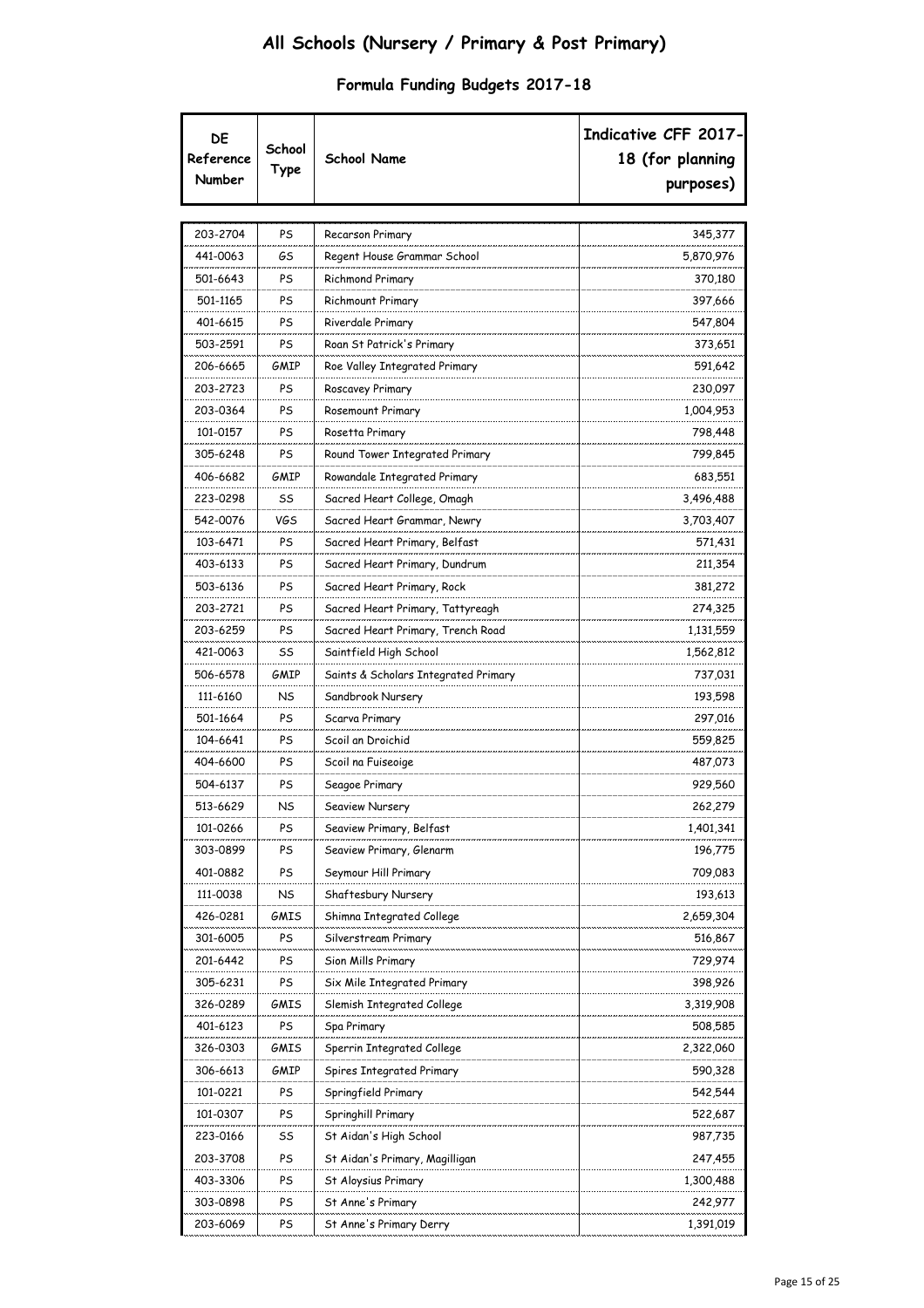# All Schools (Nursery / Primary & Post Primary)

## Formula Funding Budgets 2017-18

| DE Reference Number | School Type | School Name | Indicative CFF 2017-18 (for planning purposes) |
|---|---|---|---|
| 203-2704 | PS | Recarson Primary | 345,377 |
| 441-0063 | GS | Regent House Grammar School | 5,870,976 |
| 501-6643 | PS | Richmond Primary | 370,180 |
| 501-1165 | PS | Richmount Primary | 397,666 |
| 401-6615 | PS | Riverdale Primary | 547,804 |
| 503-2591 | PS | Roan St Patrick's Primary | 373,651 |
| 206-6665 | GMIP | Roe Valley Integrated Primary | 591,642 |
| 203-2723 | PS | Roscavey Primary | 230,097 |
| 203-0364 | PS | Rosemount Primary | 1,004,953 |
| 101-0157 | PS | Rosetta Primary | 798,448 |
| 305-6248 | PS | Round Tower Integrated Primary | 799,845 |
| 406-6682 | GMIP | Rowandale Integrated Primary | 683,551 |
| 223-0298 | SS | Sacred Heart College, Omagh | 3,496,488 |
| 542-0076 | VGS | Sacred Heart Grammar, Newry | 3,703,407 |
| 103-6471 | PS | Sacred Heart Primary, Belfast | 571,431 |
| 403-6133 | PS | Sacred Heart Primary, Dundrum | 211,354 |
| 503-6136 | PS | Sacred Heart Primary, Rock | 381,272 |
| 203-2721 | PS | Sacred Heart Primary, Tattyreagh | 274,325 |
| 203-6259 | PS | Sacred Heart Primary, Trench Road | 1,131,559 |
| 421-0063 | SS | Saintfield High School | 1,562,812 |
| 506-6578 | GMIP | Saints & Scholars Integrated Primary | 737,031 |
| 111-6160 | NS | Sandbrook Nursery | 193,598 |
| 501-1664 | PS | Scarva Primary | 297,016 |
| 104-6641 | PS | Scoil an Droichid | 559,825 |
| 404-6600 | PS | Scoil na Fuiseoige | 487,073 |
| 504-6137 | PS | Seagoe Primary | 929,560 |
| 513-6629 | NS | Seaview Nursery | 262,279 |
| 101-0266 | PS | Seaview Primary, Belfast | 1,401,341 |
| 303-0899 | PS | Seaview Primary, Glenarm | 196,775 |
| 401-0882 | PS | Seymour Hill Primary | 709,083 |
| 111-0038 | NS | Shaftesbury Nursery | 193,613 |
| 426-0281 | GMIS | Shimna Integrated College | 2,659,304 |
| 301-6005 | PS | Silverstream Primary | 516,867 |
| 201-6442 | PS | Sion Mills Primary | 729,974 |
| 305-6231 | PS | Six Mile Integrated Primary | 398,926 |
| 326-0289 | GMIS | Slemish Integrated College | 3,319,908 |
| 401-6123 | PS | Spa Primary | 508,585 |
| 326-0303 | GMIS | Sperrin Integrated College | 2,322,060 |
| 306-6613 | GMIP | Spires Integrated Primary | 590,328 |
| 101-0221 | PS | Springfield Primary | 542,544 |
| 101-0307 | PS | Springhill Primary | 522,687 |
| 223-0166 | SS | St Aidan's High School | 987,735 |
| 203-3708 | PS | St Aidan's Primary, Magilligan | 247,455 |
| 403-3306 | PS | St Aloysius Primary | 1,300,488 |
| 303-0898 | PS | St Anne's Primary | 242,977 |
| 203-6069 | PS | St Anne's Primary Derry | 1,391,019 |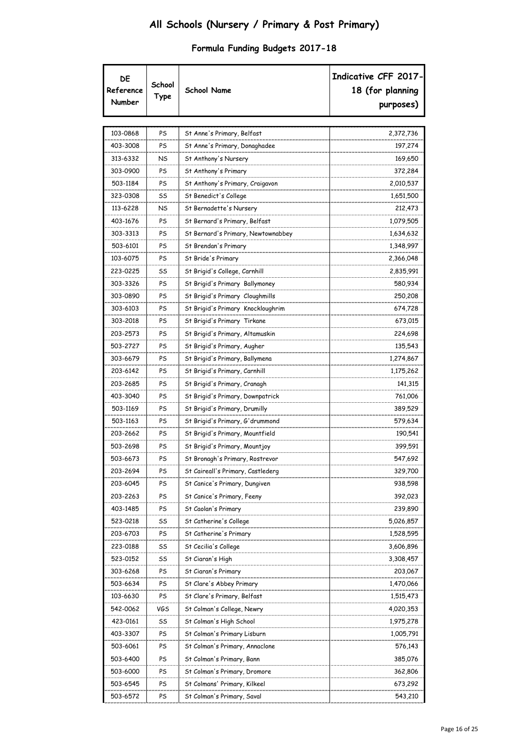# All Schools (Nursery / Primary & Post Primary)

## Formula Funding Budgets 2017-18

| DE Reference Number | School Type | School Name | Indicative CFF 2017-18 (for planning purposes) |
|---|---|---|---|
| 103-0868 | PS | St Anne's Primary, Belfast | 2,372,736 |
| 403-3008 | PS | St Anne's Primary, Donaghadee | 197,274 |
| 313-6332 | NS | St Anthony's Nursery | 169,650 |
| 303-0900 | PS | St Anthony's Primary | 372,284 |
| 503-1184 | PS | St Anthony's Primary, Craigavon | 2,010,537 |
| 323-0308 | SS | St Benedict's College | 1,651,500 |
| 113-6228 | NS | St Bernadette's Nursery | 212,473 |
| 403-1676 | PS | St Bernard's Primary, Belfast | 1,079,505 |
| 303-3313 | PS | St Bernard's Primary, Newtownabbey | 1,634,632 |
| 503-6101 | PS | St Brendan's Primary | 1,348,997 |
| 103-6075 | PS | St Bride's Primary | 2,366,048 |
| 223-0225 | SS | St Brigid's College, Carnhill | 2,835,991 |
| 303-3326 | PS | St Brigid's Primary Ballymoney | 580,934 |
| 303-0890 | PS | St Brigid's Primary Cloughmills | 250,208 |
| 303-6103 | PS | St Brigid's Primary Knockloughrim | 674,728 |
| 303-2018 | PS | St Brigid's Primary Tirkane | 673,015 |
| 203-2573 | PS | St Brigid's Primary, Altamuskin | 224,698 |
| 503-2727 | PS | St Brigid's Primary, Augher | 135,543 |
| 303-6679 | PS | St Brigid's Primary, Ballymena | 1,274,867 |
| 203-6142 | PS | St Brigid's Primary, Carnhill | 1,175,262 |
| 203-2685 | PS | St Brigid's Primary, Cranagh | 141,315 |
| 403-3040 | PS | St Brigid's Primary, Downpatrick | 761,006 |
| 503-1169 | PS | St Brigid's Primary, Drumilly | 389,529 |
| 503-1163 | PS | St Brigid's Primary, G'drummond | 579,634 |
| 203-2662 | PS | St Brigid's Primary, Mountfield | 190,541 |
| 503-2698 | PS | St Brigid's Primary, Mountjoy | 399,591 |
| 503-6673 | PS | St Bronagh's Primary, Rostrevor | 547,692 |
| 203-2694 | PS | St Caireall's Primary, Castlederg | 329,700 |
| 203-6045 | PS | St Canice's Primary, Dungiven | 938,598 |
| 203-2263 | PS | St Canice's Primary, Feeny | 392,023 |
| 403-1485 | PS | St Caolan's Primary | 239,890 |
| 523-0218 | SS | St Catherine's College | 5,026,857 |
| 203-6703 | PS | St Catherine's Primary | 1,528,595 |
| 223-0188 | SS | St Cecilia's College | 3,606,896 |
| 523-0152 | SS | St Ciaran's High | 3,308,457 |
| 303-6268 | PS | St Ciaran's Primary | 203,067 |
| 503-6634 | PS | St Clare's Abbey Primary | 1,470,066 |
| 103-6630 | PS | St Clare's Primary, Belfast | 1,515,473 |
| 542-0062 | VGS | St Colman's College, Newry | 4,020,353 |
| 423-0161 | SS | St Colman's High School | 1,975,278 |
| 403-3307 | PS | St Colman's Primary Lisburn | 1,005,791 |
| 503-6061 | PS | St Colman's Primary, Annaclone | 576,143 |
| 503-6400 | PS | St Colman's Primary, Bann | 385,076 |
| 503-6000 | PS | St Colman's Primary, Dromore | 362,806 |
| 503-6545 | PS | St Colmans' Primary, Kilkeel | 673,292 |
| 503-6572 | PS | St Colman's Primary, Saval | 543,210 |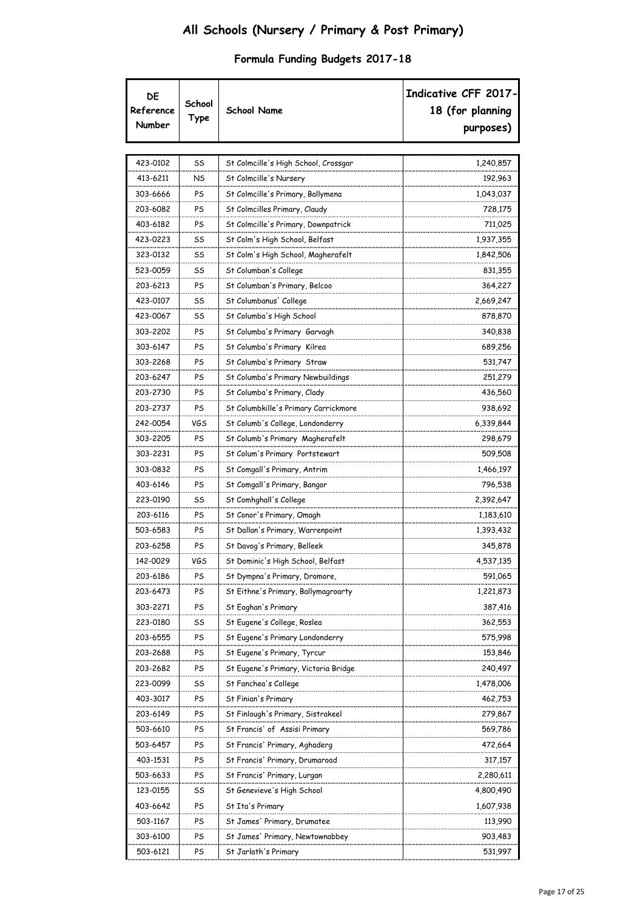# All Schools (Nursery / Primary & Post Primary)

## Formula Funding Budgets 2017-18

| DE Reference Number | School Type | School Name | Indicative CFF 2017-18 (for planning purposes) |
|---|---|---|---|
| 423-0102 | SS | St Colmcille's High School, Crossgar | 1,240,857 |
| 413-6211 | NS | St Colmcille's Nursery | 192,963 |
| 303-6666 | PS | St Colmcille's Primary, Ballymena | 1,043,037 |
| 203-6082 | PS | St Colmcilles Primary, Claudy | 728,175 |
| 403-6182 | PS | St Colmcille's Primary, Downpatrick | 711,025 |
| 423-0223 | SS | St Colm's High School, Belfast | 1,937,355 |
| 323-0132 | SS | St Colm's High School, Magherafelt | 1,842,506 |
| 523-0059 | SS | St Columban's College | 831,355 |
| 203-6213 | PS | St Columban's Primary, Belcoo | 364,227 |
| 423-0107 | SS | St Columbanus' College | 2,669,247 |
| 423-0067 | SS | St Columba's High School | 878,870 |
| 303-2202 | PS | St Columba's Primary Garvagh | 340,838 |
| 303-6147 | PS | St Columba's Primary Kilrea | 689,256 |
| 303-2268 | PS | St Columba's Primary Straw | 531,747 |
| 203-6247 | PS | St Columba's Primary Newbuildings | 251,279 |
| 203-2730 | PS | St Columba's Primary, Clady | 436,560 |
| 203-2737 | PS | St Columbkille's Primary Carrickmore | 938,692 |
| 242-0054 | VGS | St Columb's College, Londonderry | 6,339,844 |
| 303-2205 | PS | St Columb's Primary Magherafelt | 298,679 |
| 303-2231 | PS | St Colum's Primary Portstewart | 509,508 |
| 303-0832 | PS | St Comgall's Primary, Antrim | 1,466,197 |
| 403-6146 | PS | St Comgall's Primary, Bangor | 796,538 |
| 223-0190 | SS | St Comhghall's College | 2,392,647 |
| 203-6116 | PS | St Conor's Primary, Omagh | 1,183,610 |
| 503-6583 | PS | St Dallan's Primary, Warrenpoint | 1,393,432 |
| 203-6258 | PS | St Davog's Primary, Belleek | 345,878 |
| 142-0029 | VGS | St Dominic's High School, Belfast | 4,537,135 |
| 203-6186 | PS | St Dympna's Primary, Dromore, | 591,065 |
| 203-6473 | PS | St Eithne's Primary, Ballymagroarty | 1,221,873 |
| 303-2271 | PS | St Eoghan's Primary | 387,416 |
| 223-0180 | SS | St Eugene's College, Roslea | 362,553 |
| 203-6555 | PS | St Eugene's Primary Londonderry | 575,998 |
| 203-2688 | PS | St Eugene's Primary, Tyrcur | 153,846 |
| 203-2682 | PS | St Eugene's Primary, Victoria Bridge | 240,497 |
| 223-0099 | SS | St Fanchea's College | 1,478,006 |
| 403-3017 | PS | St Finian's Primary | 462,753 |
| 203-6149 | PS | St Finlough's Primary, Sistrakeel | 279,867 |
| 503-6610 | PS | St Francis' of Assisi Primary | 569,786 |
| 503-6457 | PS | St Francis' Primary, Aghaderg | 472,664 |
| 403-1531 | PS | St Francis' Primary, Drumaroad | 317,157 |
| 503-6633 | PS | St Francis' Primary, Lurgan | 2,280,611 |
| 123-0155 | SS | St Genevieve's High School | 4,800,490 |
| 403-6642 | PS | St Ita's Primary | 1,607,938 |
| 503-1167 | PS | St James' Primary, Drumatee | 113,990 |
| 303-6100 | PS | St James' Primary, Newtownabbey | 903,483 |
| 503-6121 | PS | St Jarlath's Primary | 531,997 |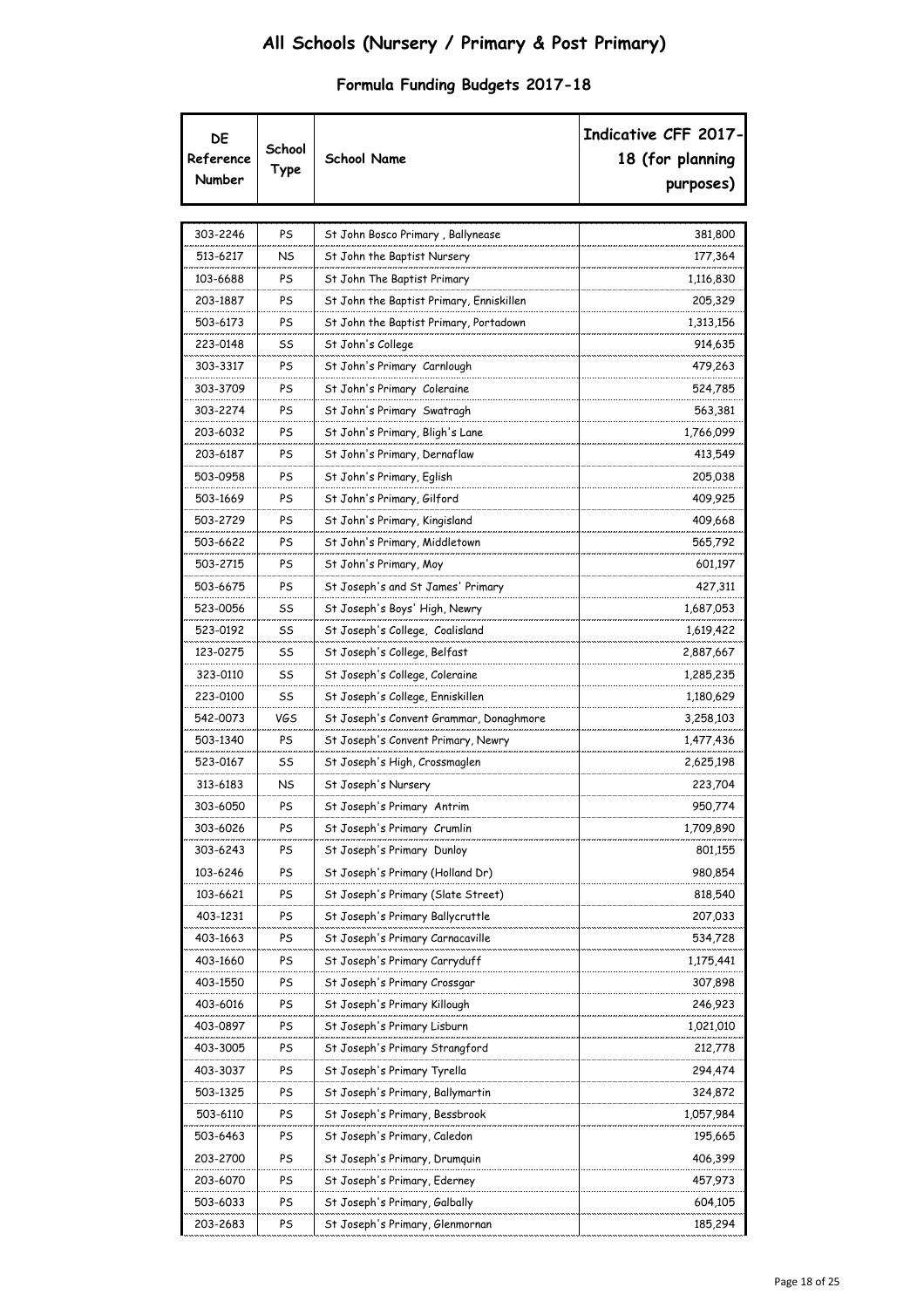# All Schools (Nursery / Primary & Post Primary)

## Formula Funding Budgets 2017-18

| DE Reference Number | School Type | School Name | Indicative CFF 2017-18 (for planning purposes) |
|---|---|---|---|
| 303-2246 | PS | St John Bosco Primary , Ballynease | 381,800 |
| 513-6217 | NS | St John the Baptist Nursery | 177,364 |
| 103-6688 | PS | St John The Baptist Primary | 1,116,830 |
| 203-1887 | PS | St John the Baptist Primary, Enniskillen | 205,329 |
| 503-6173 | PS | St John the Baptist Primary, Portadown | 1,313,156 |
| 223-0148 | SS | St John's College | 914,635 |
| 303-3317 | PS | St John's Primary Carnlough | 479,263 |
| 303-3709 | PS | St John's Primary Coleraine | 524,785 |
| 303-2274 | PS | St John's Primary Swatragh | 563,381 |
| 203-6032 | PS | St John's Primary, Bligh's Lane | 1,766,099 |
| 203-6187 | PS | St John's Primary, Dernaflaw | 413,549 |
| 503-0958 | PS | St John's Primary, Eglish | 205,038 |
| 503-1669 | PS | St John's Primary, Gilford | 409,925 |
| 503-2729 | PS | St John's Primary, Kingisland | 409,668 |
| 503-6622 | PS | St John's Primary, Middletown | 565,792 |
| 503-2715 | PS | St John's Primary, Moy | 601,197 |
| 503-6675 | PS | St Joseph's and St James' Primary | 427,311 |
| 523-0056 | SS | St Joseph's Boys' High, Newry | 1,687,053 |
| 523-0192 | SS | St Joseph's College, Coalisland | 1,619,422 |
| 123-0275 | SS | St Joseph's College, Belfast | 2,887,667 |
| 323-0110 | SS | St Joseph's College, Coleraine | 1,285,235 |
| 223-0100 | SS | St Joseph's College, Enniskillen | 1,180,629 |
| 542-0073 | VGS | St Joseph's Convent Grammar, Donaghmore | 3,258,103 |
| 503-1340 | PS | St Joseph's Convent Primary, Newry | 1,477,436 |
| 523-0167 | SS | St Joseph's High, Crossmaglen | 2,625,198 |
| 313-6183 | NS | St Joseph's Nursery | 223,704 |
| 303-6050 | PS | St Joseph's Primary Antrim | 950,774 |
| 303-6026 | PS | St Joseph's Primary Crumlin | 1,709,890 |
| 303-6243 | PS | St Joseph's Primary Dunloy | 801,155 |
| 103-6246 | PS | St Joseph's Primary (Holland Dr) | 980,854 |
| 103-6621 | PS | St Joseph's Primary (Slate Street) | 818,540 |
| 403-1231 | PS | St Joseph's Primary Ballycruttle | 207,033 |
| 403-1663 | PS | St Joseph's Primary Carnacaville | 534,728 |
| 403-1660 | PS | St Joseph's Primary Carryduff | 1,175,441 |
| 403-1550 | PS | St Joseph's Primary Crossgar | 307,898 |
| 403-6016 | PS | St Joseph's Primary Killough | 246,923 |
| 403-0897 | PS | St Joseph's Primary Lisburn | 1,021,010 |
| 403-3005 | PS | St Joseph's Primary Strangford | 212,778 |
| 403-3037 | PS | St Joseph's Primary Tyrella | 294,474 |
| 503-1325 | PS | St Joseph's Primary, Ballymartin | 324,872 |
| 503-6110 | PS | St Joseph's Primary, Bessbrook | 1,057,984 |
| 503-6463 | PS | St Joseph's Primary, Caledon | 195,665 |
| 203-2700 | PS | St Joseph's Primary, Drumquin | 406,399 |
| 203-6070 | PS | St Joseph's Primary, Ederney | 457,973 |
| 503-6033 | PS | St Joseph's Primary, Galbally | 604,105 |
| 203-2683 | PS | St Joseph's Primary, Glenmornan | 185,294 |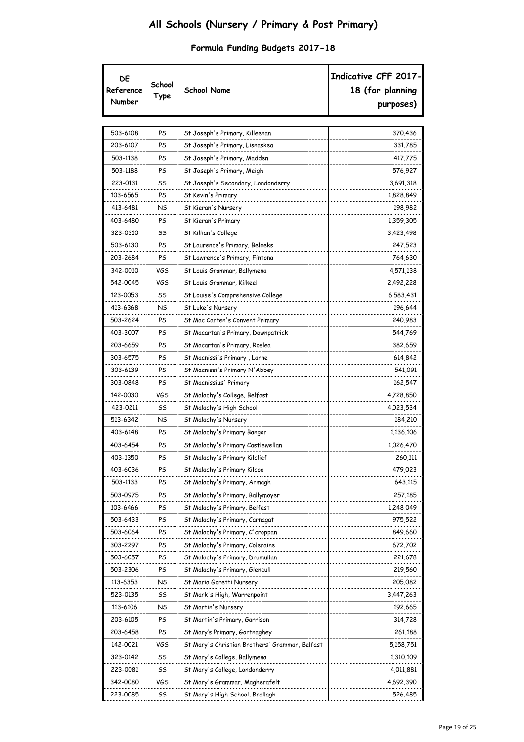# All Schools (Nursery / Primary & Post Primary)

## Formula Funding Budgets 2017-18

| DE Reference Number | School Type | School Name | Indicative CFF 2017-18 (for planning purposes) |
|---|---|---|---|
| 503-6108 | PS | St Joseph's Primary, Killeenan | 370,436 |
| 203-6107 | PS | St Joseph's Primary, Lisnaskea | 331,785 |
| 503-1138 | PS | St Joseph's Primary, Madden | 417,775 |
| 503-1188 | PS | St Joseph's Primary, Meigh | 576,927 |
| 223-0131 | SS | St Joseph's Secondary, Londonderry | 3,691,318 |
| 103-6565 | PS | St Kevin's Primary | 1,828,849 |
| 413-6481 | NS | St Kieran's Nursery | 198,982 |
| 403-6480 | PS | St Kieran's Primary | 1,359,305 |
| 323-0310 | SS | St Killian's College | 3,423,498 |
| 503-6130 | PS | St Laurence's Primary, Beleeks | 247,523 |
| 203-2684 | PS | St Lawrence's Primary, Fintona | 764,630 |
| 342-0010 | VGS | St Louis Grammar, Ballymena | 4,571,138 |
| 542-0045 | VGS | St Louis Grammar, Kilkeel | 2,492,228 |
| 123-0053 | SS | St Louise's Comprehensive College | 6,583,431 |
| 413-6368 | NS | St Luke's Nursery | 196,644 |
| 503-2624 | PS | St Mac Carten's Convent Primary | 240,983 |
| 403-3007 | PS | St Macartan's Primary, Downpatrick | 544,769 |
| 203-6659 | PS | St Macartan's Primary, Roslea | 382,659 |
| 303-6575 | PS | St Macnissi's Primary , Larne | 614,842 |
| 303-6139 | PS | St Macnissi's Primary N'Abbey | 541,091 |
| 303-0848 | PS | St Macnissius' Primary | 162,547 |
| 142-0030 | VGS | St Malachy's College, Belfast | 4,728,850 |
| 423-0211 | SS | St Malachy's High School | 4,023,534 |
| 513-6342 | NS | St Malachy's Nursery | 184,210 |
| 403-6148 | PS | St Malachy's Primary Bangor | 1,136,106 |
| 403-6454 | PS | St Malachy's Primary Castlewellan | 1,026,470 |
| 403-1350 | PS | St Malachy's Primary Kilclief | 260,111 |
| 403-6036 | PS | St Malachy's Primary Kilcoo | 479,023 |
| 503-1133 | PS | St Malachy's Primary, Armagh | 643,115 |
| 503-0975 | PS | St Malachy's Primary, Ballymoyer | 257,185 |
| 103-6466 | PS | St Malachy's Primary, Belfast | 1,248,049 |
| 503-6433 | PS | St Malachy's Primary, Carnagat | 975,522 |
| 503-6064 | PS | St Malachy's Primary, C'croppan | 849,660 |
| 303-2297 | PS | St Malachy's Primary, Coleraine | 672,702 |
| 503-6057 | PS | St Malachy's Primary, Drumullan | 221,678 |
| 503-2306 | PS | St Malachy's Primary, Glencull | 219,560 |
| 113-6353 | NS | St Maria Goretti Nursery | 205,082 |
| 523-0135 | SS | St Mark's High, Warrenpoint | 3,447,263 |
| 113-6106 | NS | St Martin's Nursery | 192,665 |
| 203-6105 | PS | St Martin's Primary, Garrison | 314,728 |
| 203-6458 | PS | St Mary's Primary, Gortnaghey | 261,188 |
| 142-0021 | VGS | St Mary's Christian Brothers' Grammar, Belfast | 5,158,751 |
| 323-0142 | SS | St Mary's College, Ballymena | 1,310,109 |
| 223-0081 | SS | St Mary's College, Londonderry | 4,011,881 |
| 342-0080 | VGS | St Mary's Grammar, Magherafelt | 4,692,390 |
| 223-0085 | SS | St Mary's High School, Brollagh | 526,485 |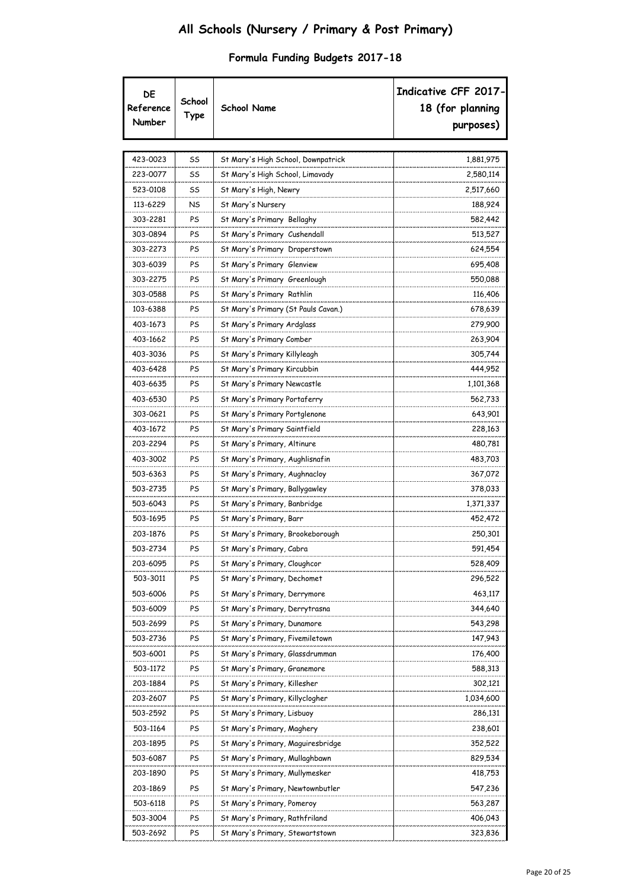# All Schools (Nursery / Primary & Post Primary)

## Formula Funding Budgets 2017-18

| DE Reference Number | School Type | School Name | Indicative CFF 2017-18 (for planning purposes) |
|---|---|---|---|
| 423-0023 | SS | St Mary's High School, Downpatrick | 1,881,975 |
| 223-0077 | SS | St Mary's High School, Limavady | 2,580,114 |
| 523-0108 | SS | St Mary's High, Newry | 2,517,660 |
| 113-6229 | NS | St Mary's Nursery | 188,924 |
| 303-2281 | PS | St Mary's Primary Bellaghy | 582,442 |
| 303-0894 | PS | St Mary's Primary Cushendall | 513,527 |
| 303-2273 | PS | St Mary's Primary Draperstown | 624,554 |
| 303-6039 | PS | St Mary's Primary Glenview | 695,408 |
| 303-2275 | PS | St Mary's Primary Greenlough | 550,088 |
| 303-0588 | PS | St Mary's Primary Rathlin | 116,406 |
| 103-6388 | PS | St Mary's Primary (St Pauls Cavan.) | 678,639 |
| 403-1673 | PS | St Mary's Primary Ardglass | 279,900 |
| 403-1662 | PS | St Mary's Primary Comber | 263,904 |
| 403-3036 | PS | St Mary's Primary Killyleagh | 305,744 |
| 403-6428 | PS | St Mary's Primary Kircubbin | 444,952 |
| 403-6635 | PS | St Mary's Primary Newcastle | 1,101,368 |
| 403-6530 | PS | St Mary's Primary Portaferry | 562,733 |
| 303-0621 | PS | St Mary's Primary Portglenone | 643,901 |
| 403-1672 | PS | St Mary's Primary Saintfield | 228,163 |
| 203-2294 | PS | St Mary's Primary, Altinure | 480,781 |
| 403-3002 | PS | St Mary's Primary, Aughlisnafin | 483,703 |
| 503-6363 | PS | St Mary's Primary, Aughnacloy | 367,072 |
| 503-2735 | PS | St Mary's Primary, Ballygawley | 378,033 |
| 503-6043 | PS | St Mary's Primary, Banbridge | 1,371,337 |
| 503-1695 | PS | St Mary's Primary, Barr | 452,472 |
| 203-1876 | PS | St Mary's Primary, Brookeborough | 250,301 |
| 503-2734 | PS | St Mary's Primary, Cabra | 591,454 |
| 203-6095 | PS | St Mary's Primary, Cloughcor | 528,409 |
| 503-3011 | PS | St Mary's Primary, Dechomet | 296,522 |
| 503-6006 | PS | St Mary's Primary, Derrymore | 463,117 |
| 503-6009 | PS | St Mary's Primary, Derrytrasna | 344,640 |
| 503-2699 | PS | St Mary's Primary, Dunamore | 543,298 |
| 503-2736 | PS | St Mary's Primary, Fivemiletown | 147,943 |
| 503-6001 | PS | St Mary's Primary, Glassdrumman | 176,400 |
| 503-1172 | PS | St Mary's Primary, Granemore | 588,313 |
| 203-1884 | PS | St Mary's Primary, Killesher | 302,121 |
| 203-2607 | PS | St Mary's Primary, Killyclogher | 1,034,600 |
| 503-2592 | PS | St Mary's Primary, Lisbuoy | 286,131 |
| 503-1164 | PS | St Mary's Primary, Maghery | 238,601 |
| 203-1895 | PS | St Mary's Primary, Maguiresbridge | 352,522 |
| 503-6087 | PS | St Mary's Primary, Mullaghbawn | 829,534 |
| 203-1890 | PS | St Mary's Primary, Mullymesker | 418,753 |
| 203-1869 | PS | St Mary's Primary, Newtownbutler | 547,236 |
| 503-6118 | PS | St Mary's Primary, Pomeroy | 563,287 |
| 503-3004 | PS | St Mary's Primary, Rathfriland | 406,043 |
| 503-2692 | PS | St Mary's Primary, Stewartstown | 323,836 |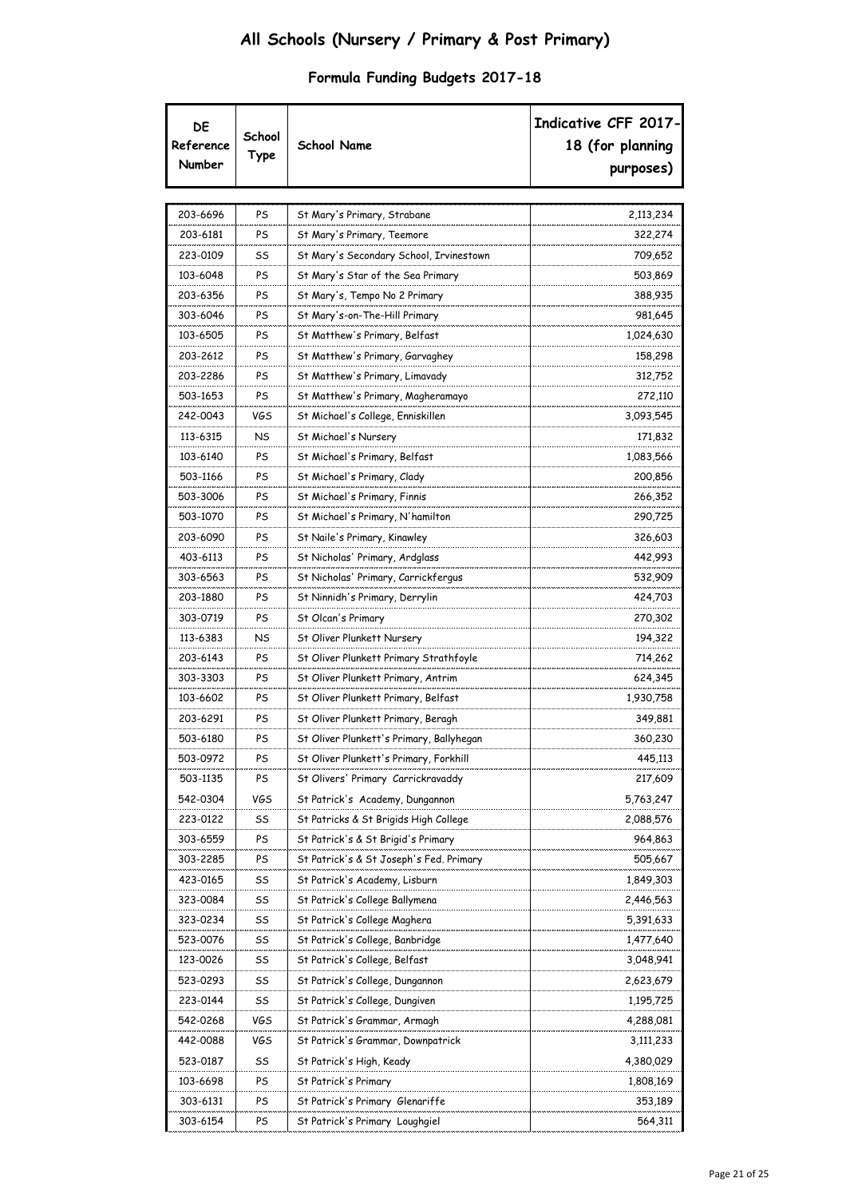# All Schools (Nursery / Primary & Post Primary)

## Formula Funding Budgets 2017-18

| DE Reference Number | School Type | School Name | Indicative CFF 2017-18 (for planning purposes) |
|---|---|---|---|
| 203-6696 | PS | St Mary's Primary, Strabane | 2,113,234 |
| 203-6181 | PS | St Mary's Primary, Teemore | 322,274 |
| 223-0109 | SS | St Mary's Secondary School, Irvinestown | 709,652 |
| 103-6048 | PS | St Mary's Star of the Sea Primary | 503,869 |
| 203-6356 | PS | St Mary's, Tempo No 2 Primary | 388,935 |
| 303-6046 | PS | St Mary's-on-The-Hill Primary | 981,645 |
| 103-6505 | PS | St Matthew's Primary, Belfast | 1,024,630 |
| 203-2612 | PS | St Matthew's Primary, Garvaghey | 158,298 |
| 203-2286 | PS | St Matthew's Primary, Limavady | 312,752 |
| 503-1653 | PS | St Matthew's Primary, Magheramayo | 272,110 |
| 242-0043 | VGS | St Michael's College, Enniskillen | 3,093,545 |
| 113-6315 | NS | St Michael's Nursery | 171,832 |
| 103-6140 | PS | St Michael's Primary, Belfast | 1,083,566 |
| 503-1166 | PS | St Michael's Primary, Clady | 200,856 |
| 503-3006 | PS | St Michael's Primary, Finnis | 266,352 |
| 503-1070 | PS | St Michael's Primary, N'hamilton | 290,725 |
| 203-6090 | PS | St Naile's Primary, Kinawley | 326,603 |
| 403-6113 | PS | St Nicholas' Primary, Ardglass | 442,993 |
| 303-6563 | PS | St Nicholas' Primary, Carrickfergus | 532,909 |
| 203-1880 | PS | St Ninnidh's Primary, Derrylin | 424,703 |
| 303-0719 | PS | St Olcan's Primary | 270,302 |
| 113-6383 | NS | St Oliver Plunkett Nursery | 194,322 |
| 203-6143 | PS | St Oliver Plunkett Primary Strathfoyle | 714,262 |
| 303-3303 | PS | St Oliver Plunkett Primary, Antrim | 624,345 |
| 103-6602 | PS | St Oliver Plunkett Primary, Belfast | 1,930,758 |
| 203-6291 | PS | St Oliver Plunkett Primary, Beragh | 349,881 |
| 503-6180 | PS | St Oliver Plunkett's Primary, Ballyhegan | 360,230 |
| 503-0972 | PS | St Oliver Plunkett's Primary, Forkhill | 445,113 |
| 503-1135 | PS | St Olivers' Primary Carrickravaddy | 217,609 |
| 542-0304 | VGS | St Patrick's Academy, Dungannon | 5,763,247 |
| 223-0122 | SS | St Patricks & St Brigids High College | 2,088,576 |
| 303-6559 | PS | St Patrick's & St Brigid's Primary | 964,863 |
| 303-2285 | PS | St Patrick's & St Joseph's Fed. Primary | 505,667 |
| 423-0165 | SS | St Patrick's Academy, Lisburn | 1,849,303 |
| 323-0084 | SS | St Patrick's College Ballymena | 2,446,563 |
| 323-0234 | SS | St Patrick's College Maghera | 5,391,633 |
| 523-0076 | SS | St Patrick's College, Banbridge | 1,477,640 |
| 123-0026 | SS | St Patrick's College, Belfast | 3,048,941 |
| 523-0293 | SS | St Patrick's College, Dungannon | 2,623,679 |
| 223-0144 | SS | St Patrick's College, Dungiven | 1,195,725 |
| 542-0268 | VGS | St Patrick's Grammar, Armagh | 4,288,081 |
| 442-0088 | VGS | St Patrick's Grammar, Downpatrick | 3,111,233 |
| 523-0187 | SS | St Patrick's High, Keady | 4,380,029 |
| 103-6698 | PS | St Patrick's Primary | 1,808,169 |
| 303-6131 | PS | St Patrick's Primary Glenariffe | 353,189 |
| 303-6154 | PS | St Patrick's Primary Loughgiel | 564,311 |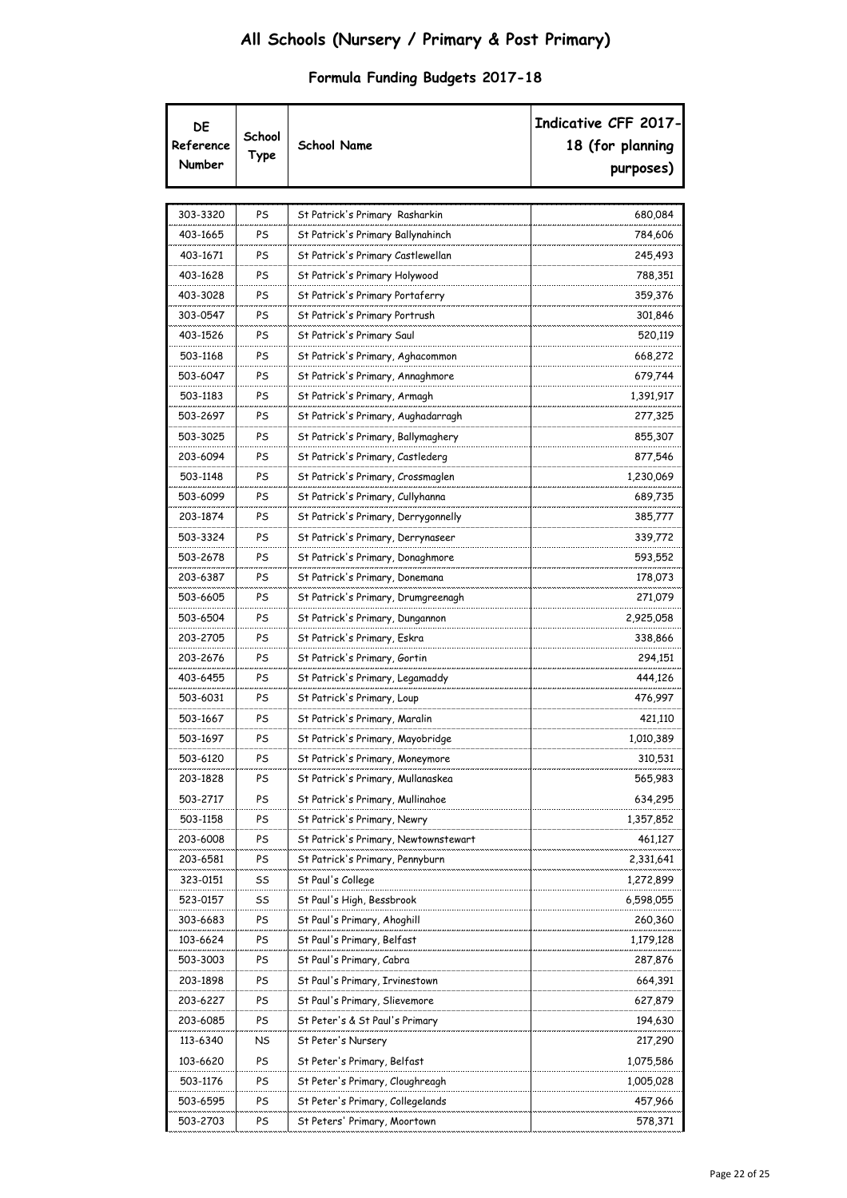# All Schools (Nursery / Primary & Post Primary)

## Formula Funding Budgets 2017-18

| DE Reference Number | School Type | School Name | Indicative CFF 2017-18 (for planning purposes) |
|---|---|---|---|
| 303-3320 | PS | St Patrick's Primary Rasharkin | 680,084 |
| 403-1665 | PS | St Patrick's Primary Ballynahinch | 784,606 |
| 403-1671 | PS | St Patrick's Primary Castlewellan | 245,493 |
| 403-1628 | PS | St Patrick's Primary Holywood | 788,351 |
| 403-3028 | PS | St Patrick's Primary Portaferry | 359,376 |
| 303-0547 | PS | St Patrick's Primary Portrush | 301,846 |
| 403-1526 | PS | St Patrick's Primary Saul | 520,119 |
| 503-1168 | PS | St Patrick's Primary, Aghacommon | 668,272 |
| 503-6047 | PS | St Patrick's Primary, Annaghmore | 679,744 |
| 503-1183 | PS | St Patrick's Primary, Armagh | 1,391,917 |
| 503-2697 | PS | St Patrick's Primary, Aughadarragh | 277,325 |
| 503-3025 | PS | St Patrick's Primary, Ballymaghery | 855,307 |
| 203-6094 | PS | St Patrick's Primary, Castlederg | 877,546 |
| 503-1148 | PS | St Patrick's Primary, Crossmaglen | 1,230,069 |
| 503-6099 | PS | St Patrick's Primary, Cullyhanna | 689,735 |
| 203-1874 | PS | St Patrick's Primary, Derrygonnelly | 385,777 |
| 503-3324 | PS | St Patrick's Primary, Derrynaseer | 339,772 |
| 503-2678 | PS | St Patrick's Primary, Donaghmore | 593,552 |
| 203-6387 | PS | St Patrick's Primary, Donemana | 178,073 |
| 503-6605 | PS | St Patrick's Primary, Drumgreenagh | 271,079 |
| 503-6504 | PS | St Patrick's Primary, Dungannon | 2,925,058 |
| 203-2705 | PS | St Patrick's Primary, Eskra | 338,866 |
| 203-2676 | PS | St Patrick's Primary, Gortin | 294,151 |
| 403-6455 | PS | St Patrick's Primary, Legamaddy | 444,126 |
| 503-6031 | PS | St Patrick's Primary, Loup | 476,997 |
| 503-1667 | PS | St Patrick's Primary, Maralin | 421,110 |
| 503-1697 | PS | St Patrick's Primary, Mayobridge | 1,010,389 |
| 503-6120 | PS | St Patrick's Primary, Moneymore | 310,531 |
| 203-1828 | PS | St Patrick's Primary, Mullanaskea | 565,983 |
| 503-2717 | PS | St Patrick's Primary, Mullinahoe | 634,295 |
| 503-1158 | PS | St Patrick's Primary, Newry | 1,357,852 |
| 203-6008 | PS | St Patrick's Primary, Newtownstewart | 461,127 |
| 203-6581 | PS | St Patrick's Primary, Pennyburn | 2,331,641 |
| 323-0151 | SS | St Paul's College | 1,272,899 |
| 523-0157 | SS | St Paul's High, Bessbrook | 6,598,055 |
| 303-6683 | PS | St Paul's Primary, Ahoghill | 260,360 |
| 103-6624 | PS | St Paul's Primary, Belfast | 1,179,128 |
| 503-3003 | PS | St Paul's Primary, Cabra | 287,876 |
| 203-1898 | PS | St Paul's Primary, Irvinestown | 664,391 |
| 203-6227 | PS | St Paul's Primary, Slievemore | 627,879 |
| 203-6085 | PS | St Peter's & St Paul's Primary | 194,630 |
| 113-6340 | NS | St Peter's Nursery | 217,290 |
| 103-6620 | PS | St Peter's Primary, Belfast | 1,075,586 |
| 503-1176 | PS | St Peter's Primary, Cloughreagh | 1,005,028 |
| 503-6595 | PS | St Peter's Primary, Collegelands | 457,966 |
| 503-2703 | PS | St Peters' Primary, Moortown | 578,371 |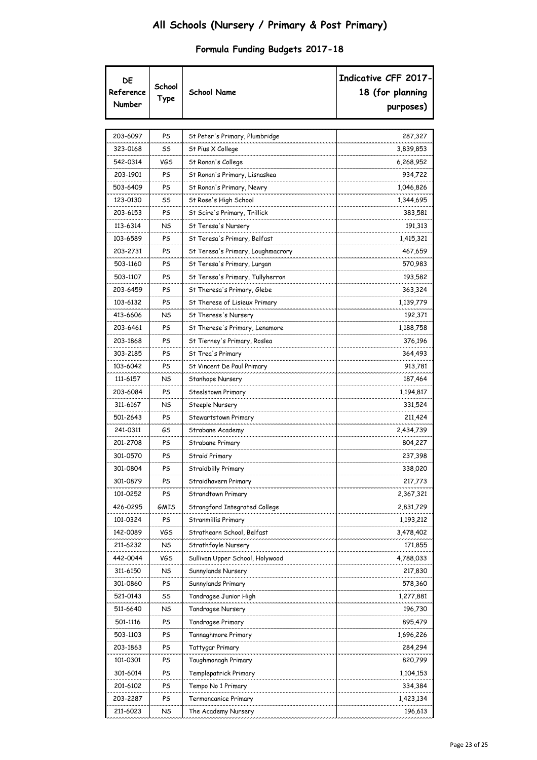# All Schools (Nursery / Primary & Post Primary)

## Formula Funding Budgets 2017-18

| DE Reference Number | School Type | School Name | Indicative CFF 2017-18 (for planning purposes) |
|---|---|---|---|
| 203-6097 | PS | St Peter's Primary, Plumbridge | 287,327 |
| 323-0168 | SS | St Pius X College | 3,839,853 |
| 542-0314 | VGS | St Ronan's College | 6,268,952 |
| 203-1901 | PS | St Ronan's Primary, Lisnaskea | 934,722 |
| 503-6409 | PS | St Ronan's Primary, Newry | 1,046,826 |
| 123-0130 | SS | St Rose's High School | 1,344,695 |
| 203-6153 | PS | St Scire's Primary, Trillick | 383,581 |
| 113-6314 | NS | St Teresa's Nursery | 191,313 |
| 103-6589 | PS | St Teresa's Primary, Belfast | 1,415,321 |
| 203-2731 | PS | St Teresa's Primary, Loughmacrory | 467,659 |
| 503-1160 | PS | St Teresa's Primary, Lurgan | 570,983 |
| 503-1107 | PS | St Teresa's Primary, Tullyherron | 193,582 |
| 203-6459 | PS | St Theresa's Primary, Glebe | 363,324 |
| 103-6132 | PS | St Therese of Lisieux Primary | 1,139,779 |
| 413-6606 | NS | St Therese's Nursery | 192,371 |
| 203-6461 | PS | St Therese's Primary, Lenamore | 1,188,758 |
| 203-1868 | PS | St Tierney's Primary, Roslea | 376,196 |
| 303-2185 | PS | St Trea's Primary | 364,493 |
| 103-6042 | PS | St Vincent De Paul Primary | 913,781 |
| 111-6157 | NS | Stanhope Nursery | 187,464 |
| 203-6084 | PS | Steelstown Primary | 1,194,817 |
| 311-6167 | NS | Steeple Nursery | 331,524 |
| 501-2643 | PS | Stewartstown Primary | 211,424 |
| 241-0311 | GS | Strabane Academy | 2,434,739 |
| 201-2708 | PS | Strabane Primary | 804,227 |
| 301-0570 | PS | Straid Primary | 237,398 |
| 301-0804 | PS | Straidbilly Primary | 338,020 |
| 301-0879 | PS | Straidhavern Primary | 217,773 |
| 101-0252 | PS | Strandtown Primary | 2,367,321 |
| 426-0295 | GMIS | Strangford Integrated College | 2,831,729 |
| 101-0324 | PS | Stranmillis Primary | 1,193,212 |
| 142-0089 | VGS | Strathearn School, Belfast | 3,478,402 |
| 211-6232 | NS | Strathfoyle Nursery | 171,855 |
| 442-0044 | VGS | Sullivan Upper School, Holywood | 4,788,033 |
| 311-6150 | NS | Sunnylands Nursery | 217,830 |
| 301-0860 | PS | Sunnylands Primary | 578,360 |
| 521-0143 | SS | Tandragee Junior High | 1,277,881 |
| 511-6640 | NS | Tandragee Nursery | 196,730 |
| 501-1116 | PS | Tandragee Primary | 895,479 |
| 503-1103 | PS | Tannaghmore Primary | 1,696,226 |
| 203-1863 | PS | Tattygar Primary | 284,294 |
| 101-0301 | PS | Taughmonagh Primary | 820,799 |
| 301-6014 | PS | Templepatrick Primary | 1,104,153 |
| 201-6102 | PS | Tempo No 1 Primary | 334,384 |
| 203-2287 | PS | Termoncanice Primary | 1,423,134 |
| 211-6023 | NS | The Academy Nursery | 196,613 |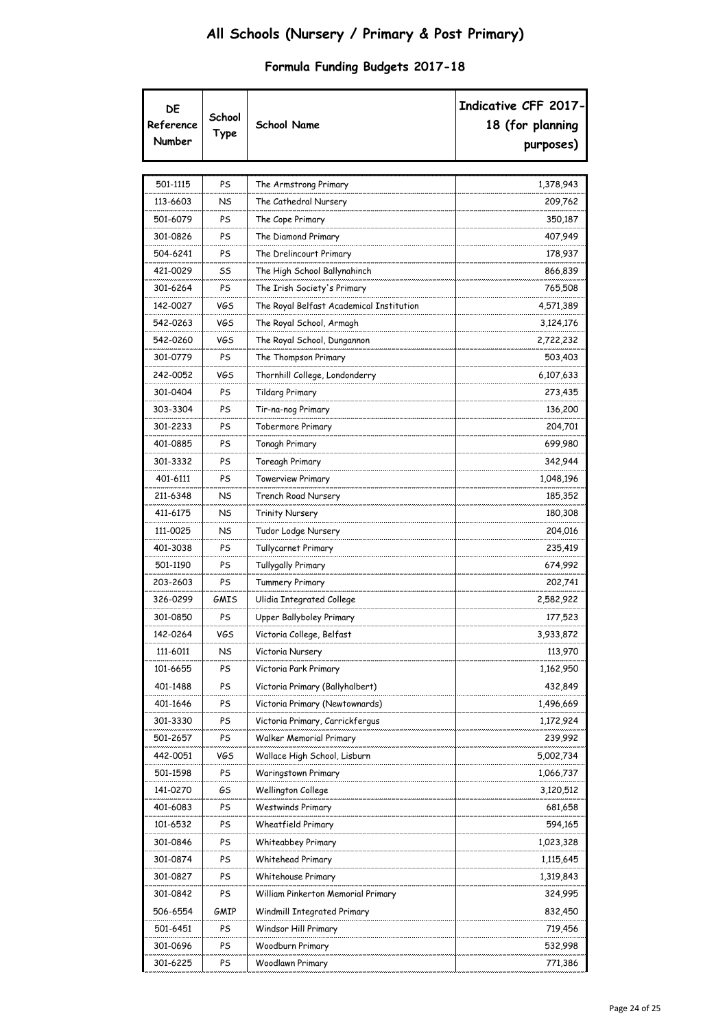# All Schools (Nursery / Primary & Post Primary)

## Formula Funding Budgets 2017-18

| DE Reference Number | School Type | School Name | Indicative CFF 2017-18 (for planning purposes) |
|---|---|---|---|
| 501-1115 | PS | The Armstrong Primary | 1,378,943 |
| 113-6603 | NS | The Cathedral Nursery | 209,762 |
| 501-6079 | PS | The Cope Primary | 350,187 |
| 301-0826 | PS | The Diamond Primary | 407,949 |
| 504-6241 | PS | The Drelincourt Primary | 178,937 |
| 421-0029 | SS | The High School Ballynahinch | 866,839 |
| 301-6264 | PS | The Irish Society's Primary | 765,508 |
| 142-0027 | VGS | The Royal Belfast Academical Institution | 4,571,389 |
| 542-0263 | VGS | The Royal School, Armagh | 3,124,176 |
| 542-0260 | VGS | The Royal School, Dungannon | 2,722,232 |
| 301-0779 | PS | The Thompson Primary | 503,403 |
| 242-0052 | VGS | Thornhill College, Londonderry | 6,107,633 |
| 301-0404 | PS | Tildarg Primary | 273,435 |
| 303-3304 | PS | Tir-na-nog Primary | 136,200 |
| 301-2233 | PS | Tobermore Primary | 204,701 |
| 401-0885 | PS | Tonagh Primary | 699,980 |
| 301-3332 | PS | Toreagh Primary | 342,944 |
| 401-6111 | PS | Towerview Primary | 1,048,196 |
| 211-6348 | NS | Trench Road Nursery | 185,352 |
| 411-6175 | NS | Trinity Nursery | 180,308 |
| 111-0025 | NS | Tudor Lodge Nursery | 204,016 |
| 401-3038 | PS | Tullycarnet Primary | 235,419 |
| 501-1190 | PS | Tullygally Primary | 674,992 |
| 203-2603 | PS | Tummery Primary | 202,741 |
| 326-0299 | GMIS | Ulidia Integrated College | 2,582,922 |
| 301-0850 | PS | Upper Ballyboley Primary | 177,523 |
| 142-0264 | VGS | Victoria College, Belfast | 3,933,872 |
| 111-6011 | NS | Victoria Nursery | 113,970 |
| 101-6655 | PS | Victoria Park Primary | 1,162,950 |
| 401-1488 | PS | Victoria Primary (Ballyhalbert) | 432,849 |
| 401-1646 | PS | Victoria Primary (Newtownards) | 1,496,669 |
| 301-3330 | PS | Victoria Primary, Carrickfergus | 1,172,924 |
| 501-2657 | PS | Walker Memorial Primary | 239,992 |
| 442-0051 | VGS | Wallace High School, Lisburn | 5,002,734 |
| 501-1598 | PS | Waringstown Primary | 1,066,737 |
| 141-0270 | GS | Wellington College | 3,120,512 |
| 401-6083 | PS | Westwinds Primary | 681,658 |
| 101-6532 | PS | Wheatfield Primary | 594,165 |
| 301-0846 | PS | Whiteabbey Primary | 1,023,328 |
| 301-0874 | PS | Whitehead Primary | 1,115,645 |
| 301-0827 | PS | Whitehouse Primary | 1,319,843 |
| 301-0842 | PS | William Pinkerton Memorial Primary | 324,995 |
| 506-6554 | GMIP | Windmill Integrated Primary | 832,450 |
| 501-6451 | PS | Windsor Hill Primary | 719,456 |
| 301-0696 | PS | Woodburn Primary | 532,998 |
| 301-6225 | PS | Woodlawn Primary | 771,386 |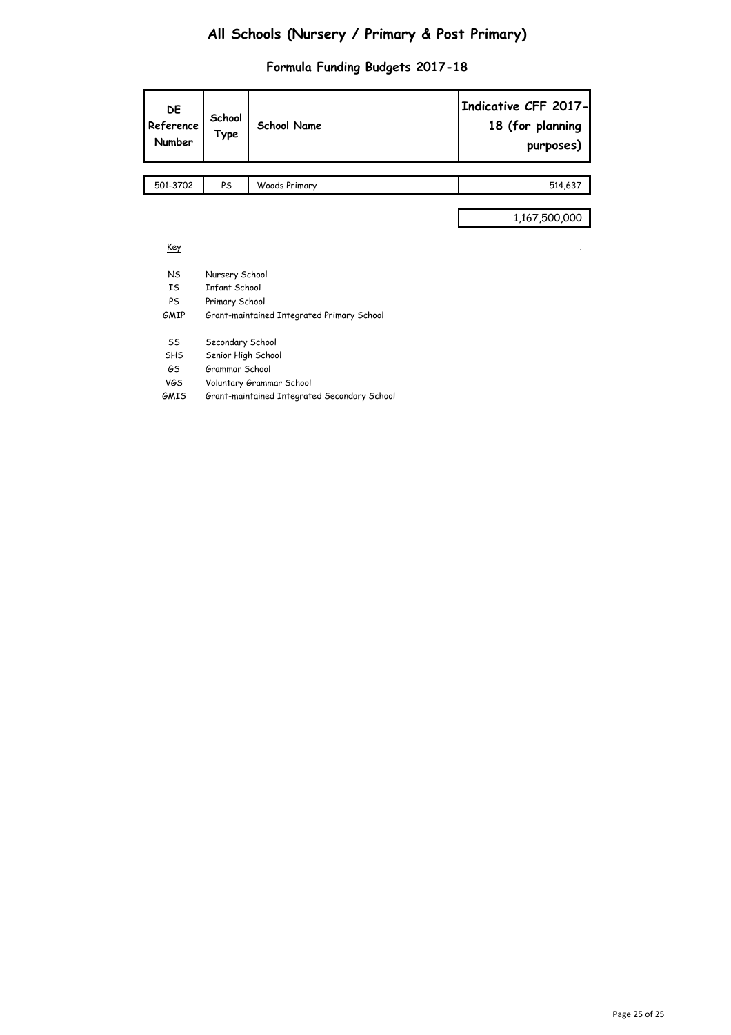# All Schools (Nursery / Primary & Post Primary)

## Formula Funding Budgets 2017-18

| DE Reference Number | School Type | School Name | Indicative CFF 2017-18 (for planning purposes) |
|---|---|---|---|
| 501-3702 | PS | Woods Primary | 514,637 |
| | | | 1,167,500,000 |

Key

NS Nursery School
IS Infant School
PS Primary School
GMIP Grant-maintained Integrated Primary School

SS Secondary School
SHS Senior High School
GS Grammar School
VGS Voluntary Grammar School
GMIS Grant-maintained Integrated Secondary School